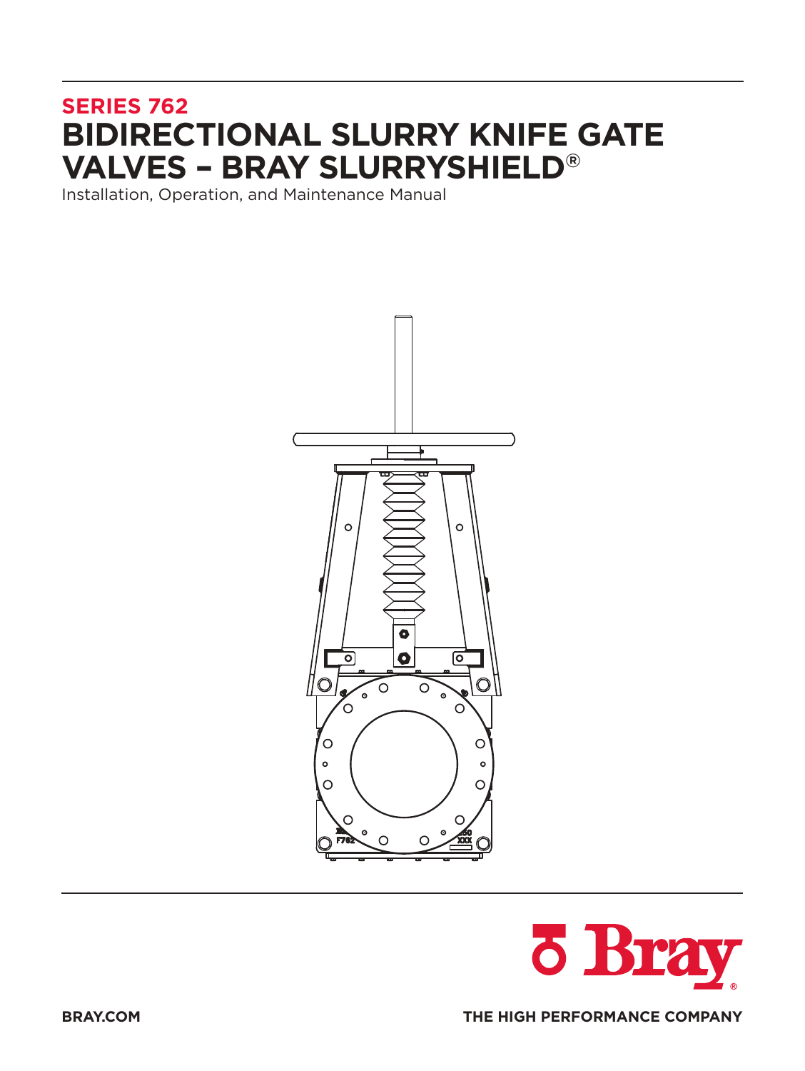**SERIES 762**

# BIDIRECTIONAL SLURRY KNIFE GATE VALVES – BRAY SLURRYSHIELD®

Installation, Operation, and Maintenance Manual

BRAY.COM

THE HIGH PERFORMANCE COMPANY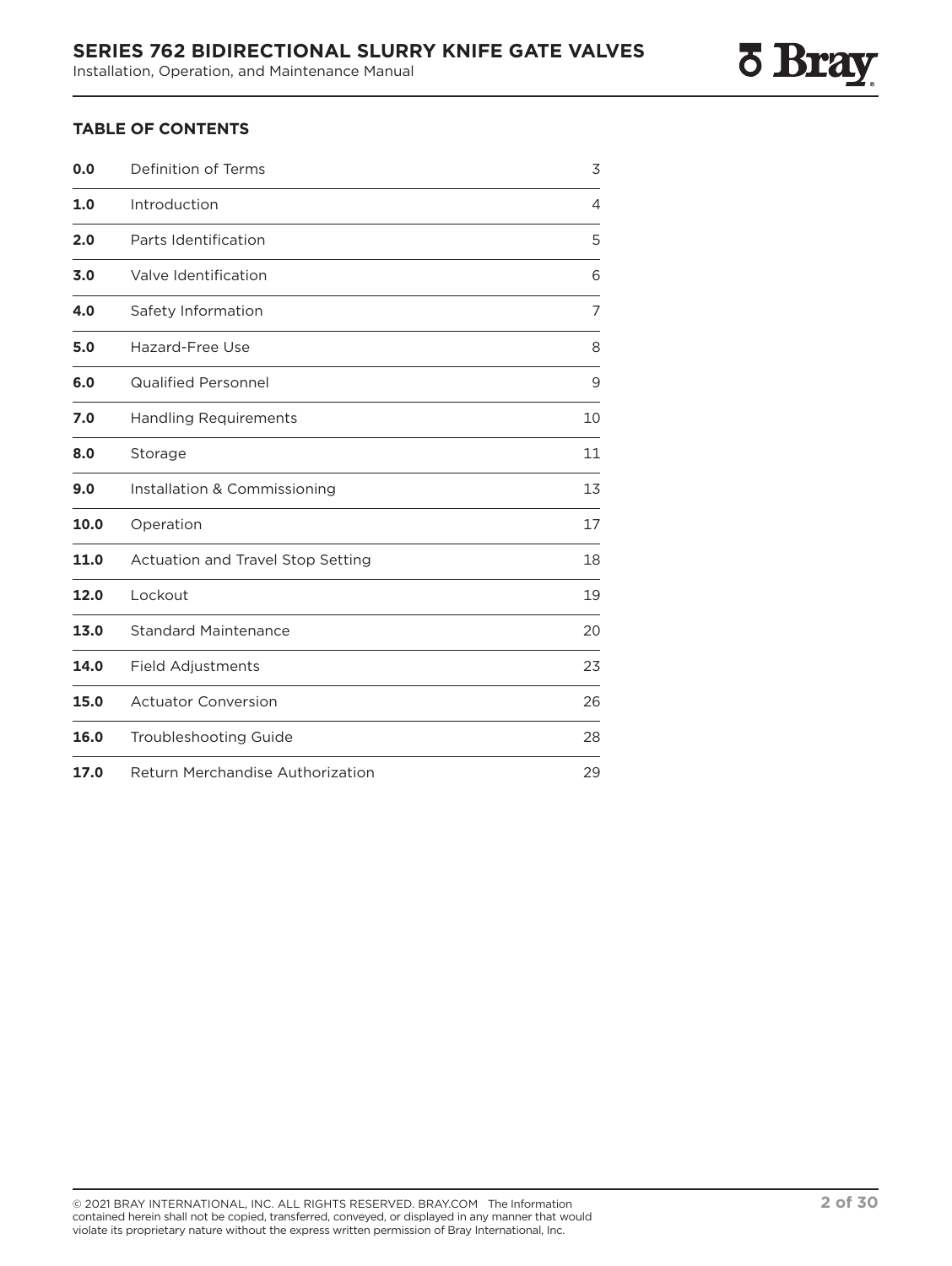## TABLE OF CONTENTS

| | | |
|---|---|---|
| **0.0** | Definition of Terms | 3 |
| **1.0** | Introduction | 4 |
| **2.0** | Parts Identification | 5 |
| **3.0** | Valve Identification | 6 |
| **4.0** | Safety Information | 7 |
| **5.0** | Hazard-Free Use | 8 |
| **6.0** | Qualified Personnel | 9 |
| **7.0** | Handling Requirements | 10 |
| **8.0** | Storage | 11 |
| **9.0** | Installation & Commissioning | 13 |
| **10.0** | Operation | 17 |
| **11.0** | Actuation and Travel Stop Setting | 18 |
| **12.0** | Lockout | 19 |
| **13.0** | Standard Maintenance | 20 |
| **14.0** | Field Adjustments | 23 |
| **15.0** | Actuator Conversion | 26 |
| **16.0** | Troubleshooting Guide | 28 |
| **17.0** | Return Merchandise Authorization | 29 |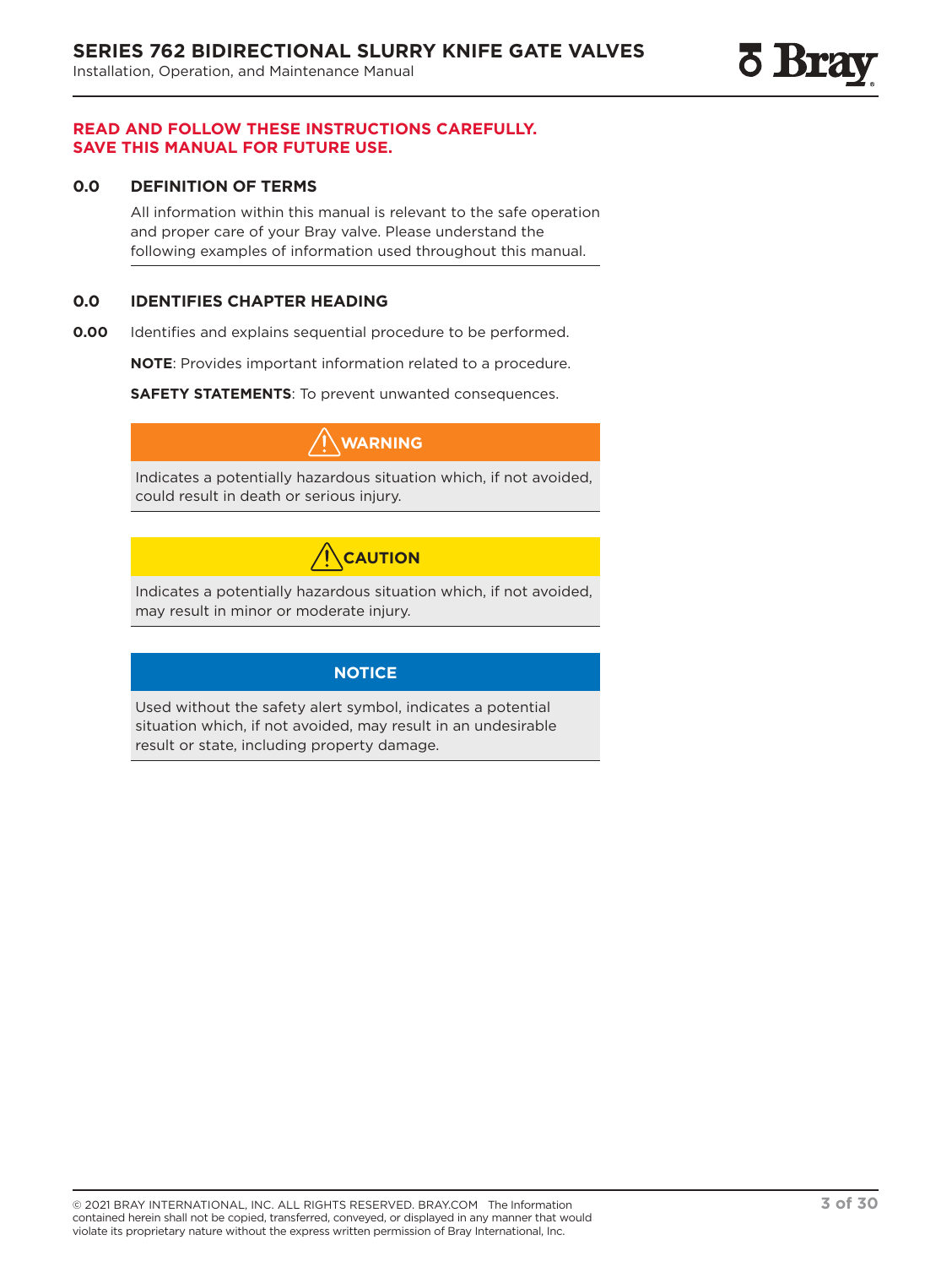**READ AND FOLLOW THESE INSTRUCTIONS CAREFULLY.**
**SAVE THIS MANUAL FOR FUTURE USE.**

## 0.0 DEFINITION OF TERMS

All information within this manual is relevant to the safe operation and proper care of your Bray valve. Please understand the following examples of information used throughout this manual.

## 0.0 IDENTIFIES CHAPTER HEADING

**0.00** Identifies and explains sequential procedure to be performed.

**NOTE**: Provides important information related to a procedure.

**SAFETY STATEMENTS**: To prevent unwanted consequences.

**⚠ WARNING**

Indicates a potentially hazardous situation which, if not avoided, could result in death or serious injury.

**⚠ CAUTION**

Indicates a potentially hazardous situation which, if not avoided, may result in minor or moderate injury.

**NOTICE**

Used without the safety alert symbol, indicates a potential situation which, if not avoided, may result in an undesirable result or state, including property damage.

© 2021 BRAY INTERNATIONAL, INC. ALL RIGHTS RESERVED. BRAY.COM The Information contained herein shall not be copied, transferred, conveyed, or displayed in any manner that would violate its proprietary nature without the express written permission of Bray International, Inc.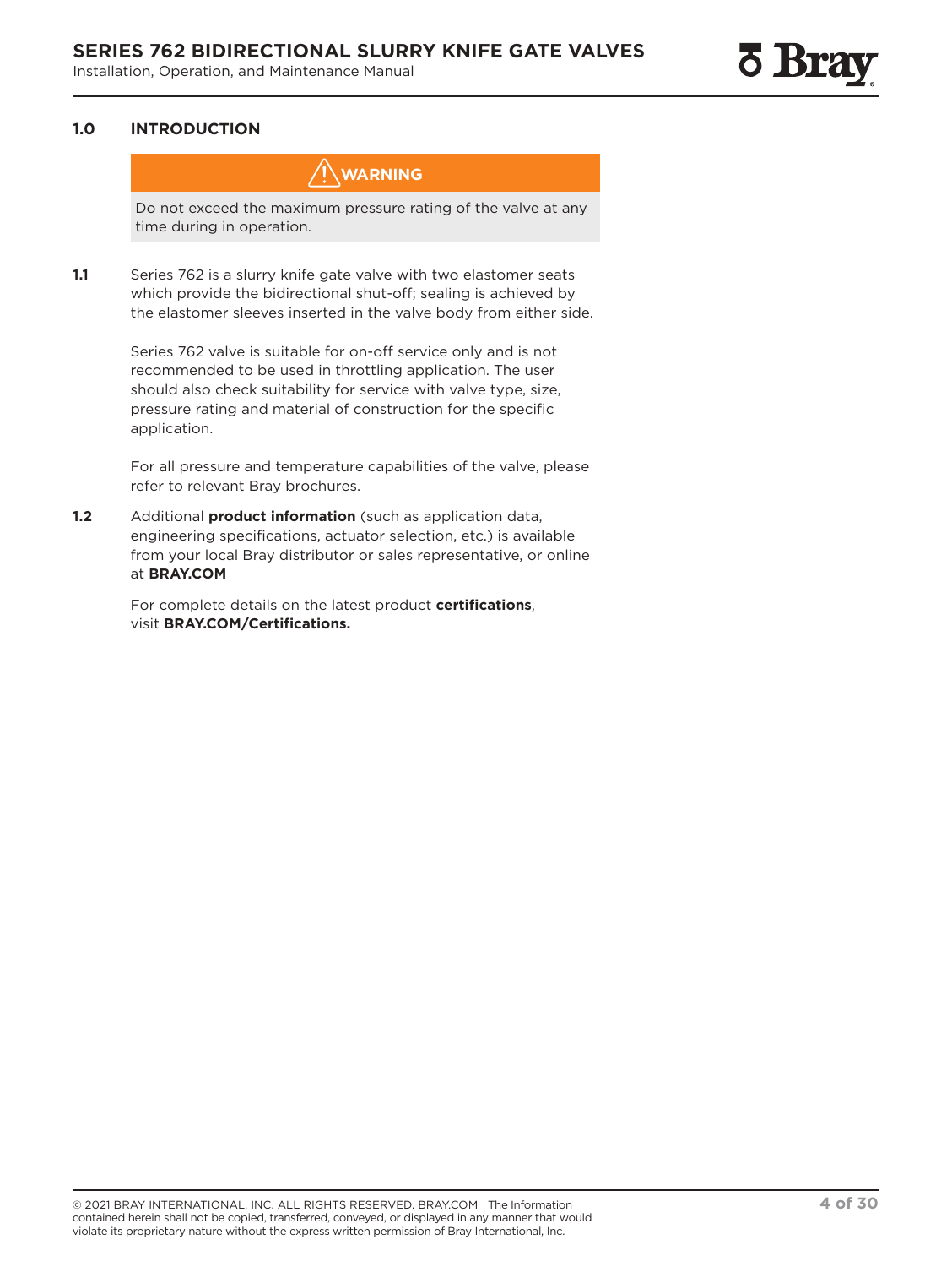## 1.0 INTRODUCTION

> ⚠ **WARNING**
>
> Do not exceed the maximum pressure rating of the valve at any time during in operation.

**1.1** Series 762 is a slurry knife gate valve with two elastomer seats which provide the bidirectional shut-off; sealing is achieved by the elastomer sleeves inserted in the valve body from either side.

Series 762 valve is suitable for on-off service only and is not recommended to be used in throttling application. The user should also check suitability for service with valve type, size, pressure rating and material of construction for the specific application.

For all pressure and temperature capabilities of the valve, please refer to relevant Bray brochures.

**1.2** Additional **product information** (such as application data, engineering specifications, actuator selection, etc.) is available from your local Bray distributor or sales representative, or online at **BRAY.COM**

For complete details on the latest product **certifications**, visit **BRAY.COM/Certifications.**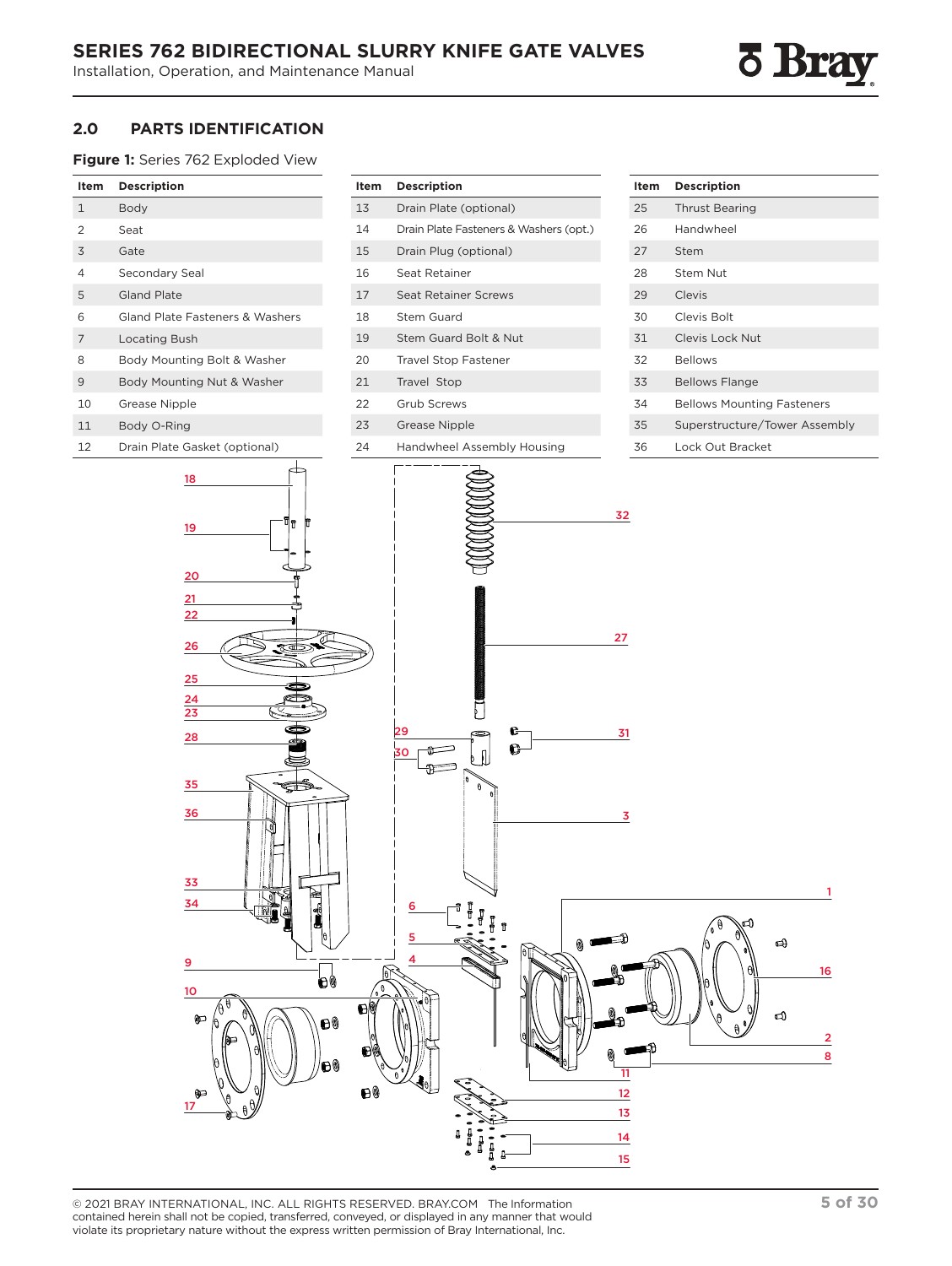## 2.0 PARTS IDENTIFICATION

**Figure 1:** Series 762 Exploded View

| Item | Description |
|---|---|
| 1 | Body |
| 2 | Seat |
| 3 | Gate |
| 4 | Secondary Seal |
| 5 | Gland Plate |
| 6 | Gland Plate Fasteners & Washers |
| 7 | Locating Bush |
| 8 | Body Mounting Bolt & Washer |
| 9 | Body Mounting Nut & Washer |
| 10 | Grease Nipple |
| 11 | Body O-Ring |
| 12 | Drain Plate Gasket (optional) |
| 13 | Drain Plate (optional) |
| 14 | Drain Plate Fasteners & Washers (opt.) |
| 15 | Drain Plug (optional) |
| 16 | Seat Retainer |
| 17 | Seat Retainer Screws |
| 18 | Stem Guard |
| 19 | Stem Guard Bolt & Nut |
| 20 | Travel Stop Fastener |
| 21 | Travel Stop |
| 22 | Grub Screws |
| 23 | Grease Nipple |
| 24 | Handwheel Assembly Housing |
| 25 | Thrust Bearing |
| 26 | Handwheel |
| 27 | Stem |
| 28 | Stem Nut |
| 29 | Clevis |
| 30 | Clevis Bolt |
| 31 | Clevis Lock Nut |
| 32 | Bellows |
| 33 | Bellows Flange |
| 34 | Bellows Mounting Fasteners |
| 35 | Superstructure/Tower Assembly |
| 36 | Lock Out Bracket |

© 2021 BRAY INTERNATIONAL, INC. ALL RIGHTS RESERVED. BRAY.COM The Information contained herein shall not be copied, transferred, conveyed, or displayed in any manner that would violate its proprietary nature without the express written permission of Bray International, Inc.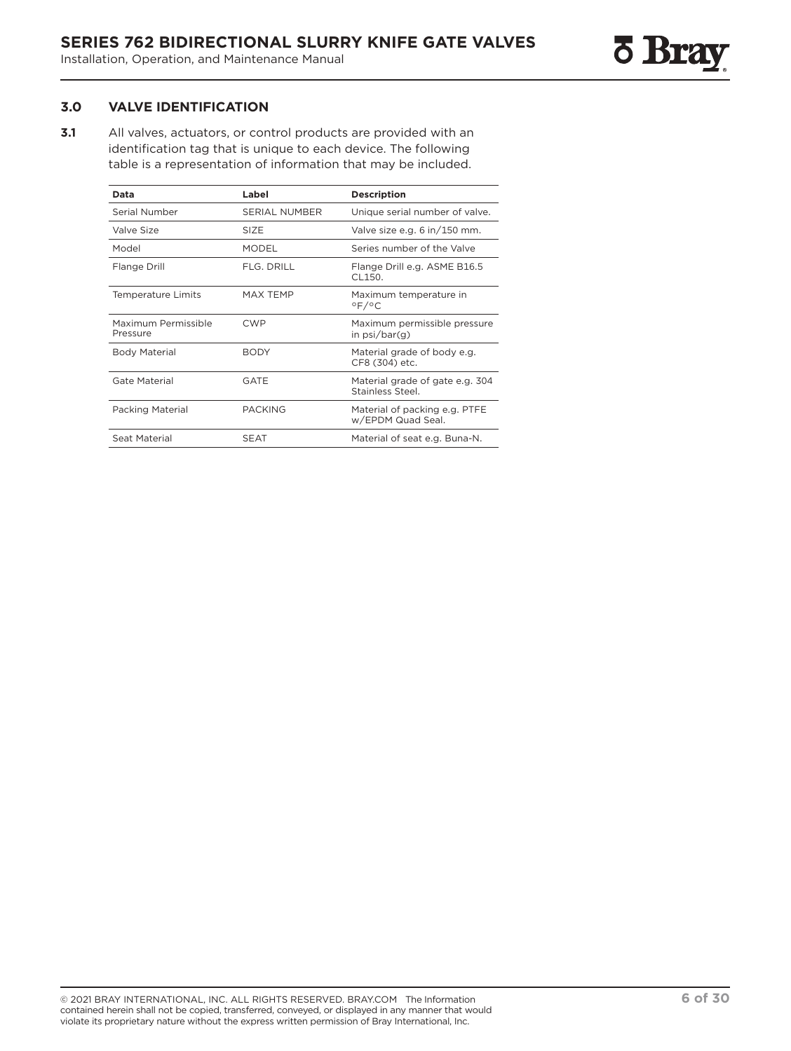## 3.0 VALVE IDENTIFICATION

**3.1** All valves, actuators, or control products are provided with an identification tag that is unique to each device. The following table is a representation of information that may be included.

| Data | Label | Description |
|---|---|---|
| Serial Number | SERIAL NUMBER | Unique serial number of valve. |
| Valve Size | SIZE | Valve size e.g. 6 in/150 mm. |
| Model | MODEL | Series number of the Valve |
| Flange Drill | FLG. DRILL | Flange Drill e.g. ASME B16.5 CL150. |
| Temperature Limits | MAX TEMP | Maximum temperature in °F/°C |
| Maximum Permissible Pressure | CWP | Maximum permissible pressure in psi/bar(g) |
| Body Material | BODY | Material grade of body e.g. CF8 (304) etc. |
| Gate Material | GATE | Material grade of gate e.g. 304 Stainless Steel. |
| Packing Material | PACKING | Material of packing e.g. PTFE w/EPDM Quad Seal. |
| Seat Material | SEAT | Material of seat e.g. Buna-N. |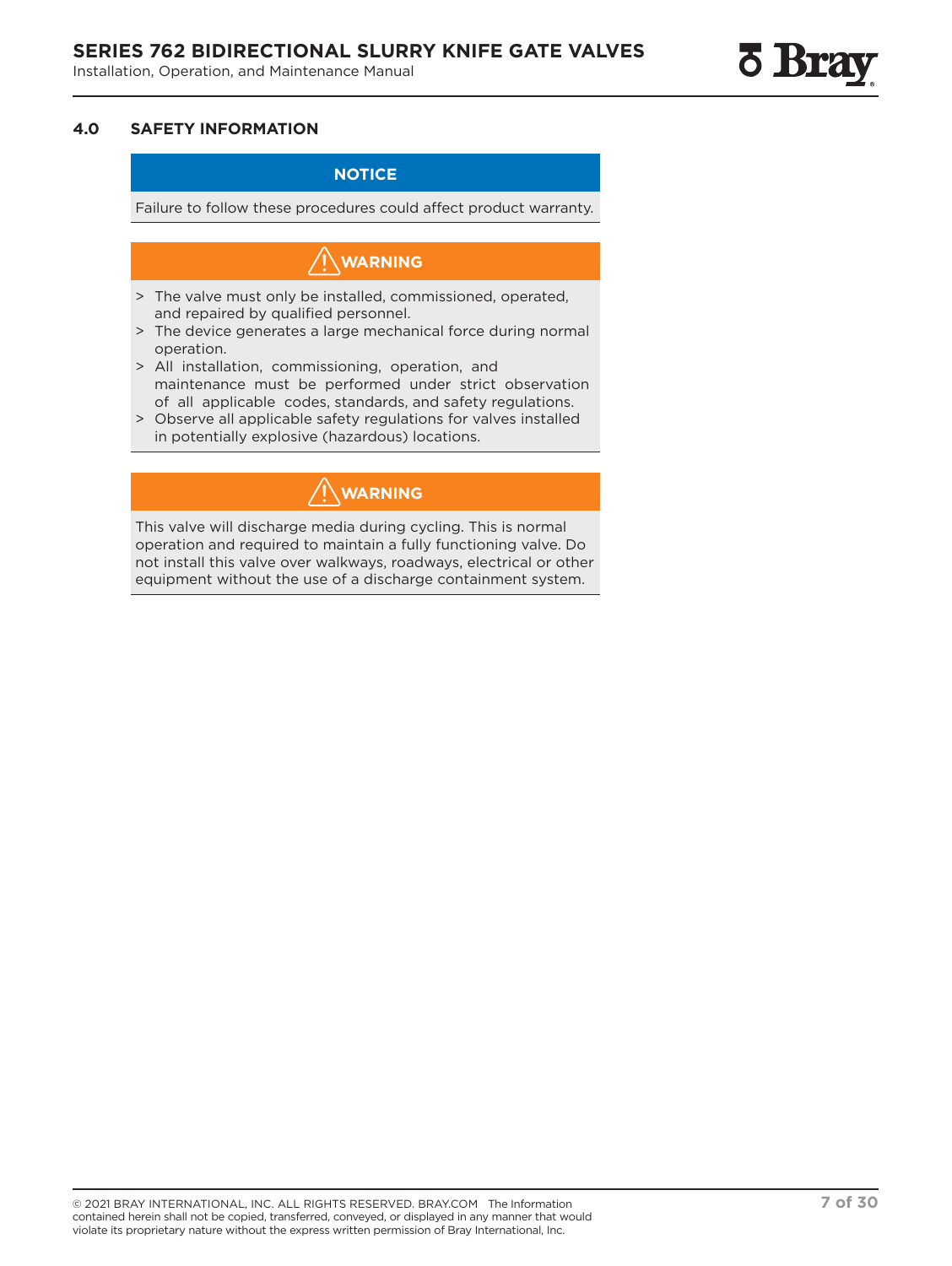## 4.0 SAFETY INFORMATION

**NOTICE**

Failure to follow these procedures could affect product warranty.

**WARNING**

> The valve must only be installed, commissioned, operated, and repaired by qualified personnel.
> The device generates a large mechanical force during normal operation.
> All installation, commissioning, operation, and maintenance must be performed under strict observation of all applicable codes, standards, and safety regulations.
> Observe all applicable safety regulations for valves installed in potentially explosive (hazardous) locations.

**WARNING**

This valve will discharge media during cycling. This is normal operation and required to maintain a fully functioning valve. Do not install this valve over walkways, roadways, electrical or other equipment without the use of a discharge containment system.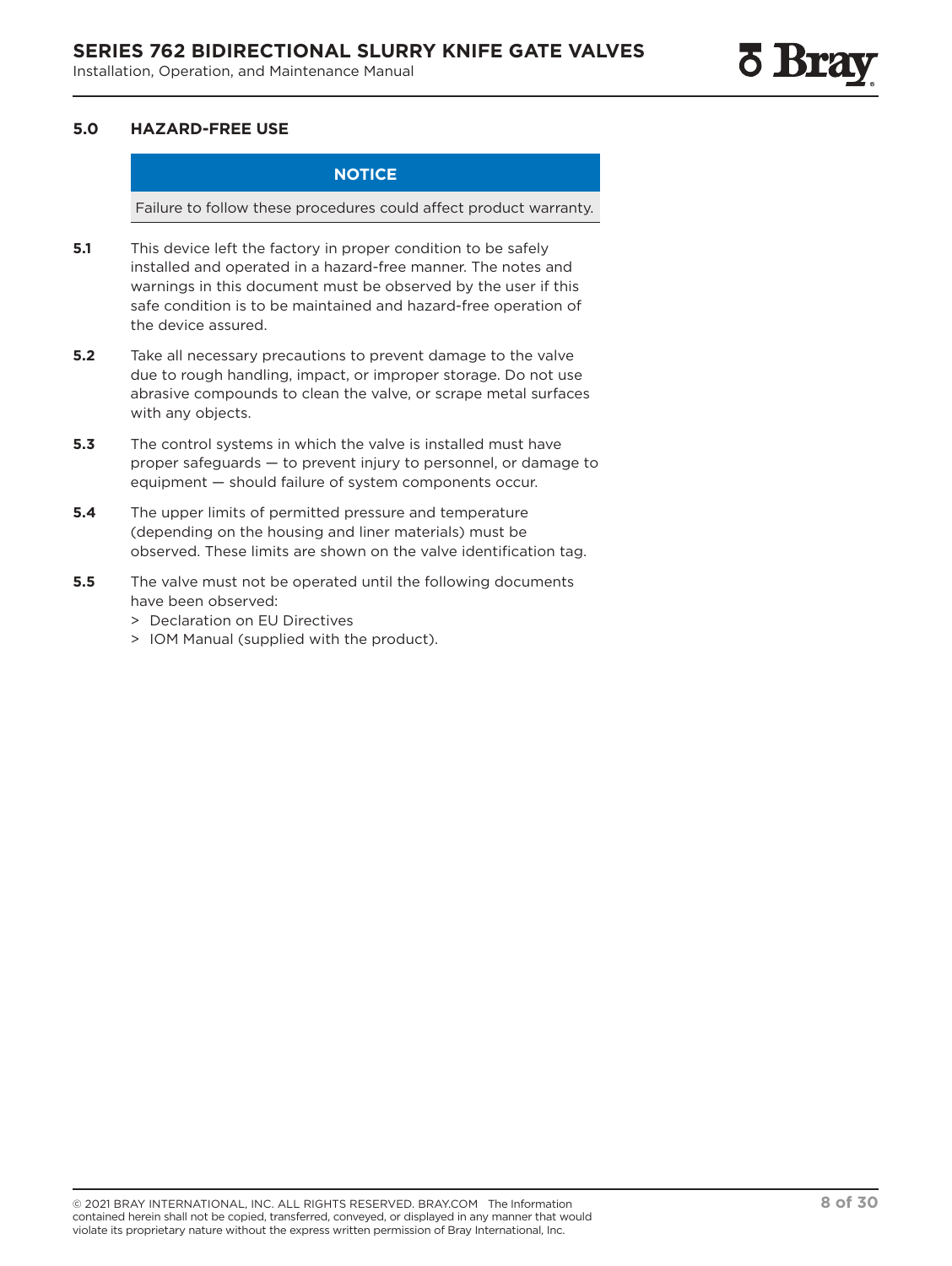## 5.0 HAZARD-FREE USE

> **NOTICE**
>
> Failure to follow these procedures could affect product warranty.

**5.1** This device left the factory in proper condition to be safely installed and operated in a hazard-free manner. The notes and warnings in this document must be observed by the user if this safe condition is to be maintained and hazard-free operation of the device assured.

**5.2** Take all necessary precautions to prevent damage to the valve due to rough handling, impact, or improper storage. Do not use abrasive compounds to clean the valve, or scrape metal surfaces with any objects.

**5.3** The control systems in which the valve is installed must have proper safeguards — to prevent injury to personnel, or damage to equipment — should failure of system components occur.

**5.4** The upper limits of permitted pressure and temperature (depending on the housing and liner materials) must be observed. These limits are shown on the valve identification tag.

**5.5** The valve must not be operated until the following documents have been observed:

- Declaration on EU Directives
- IOM Manual (supplied with the product).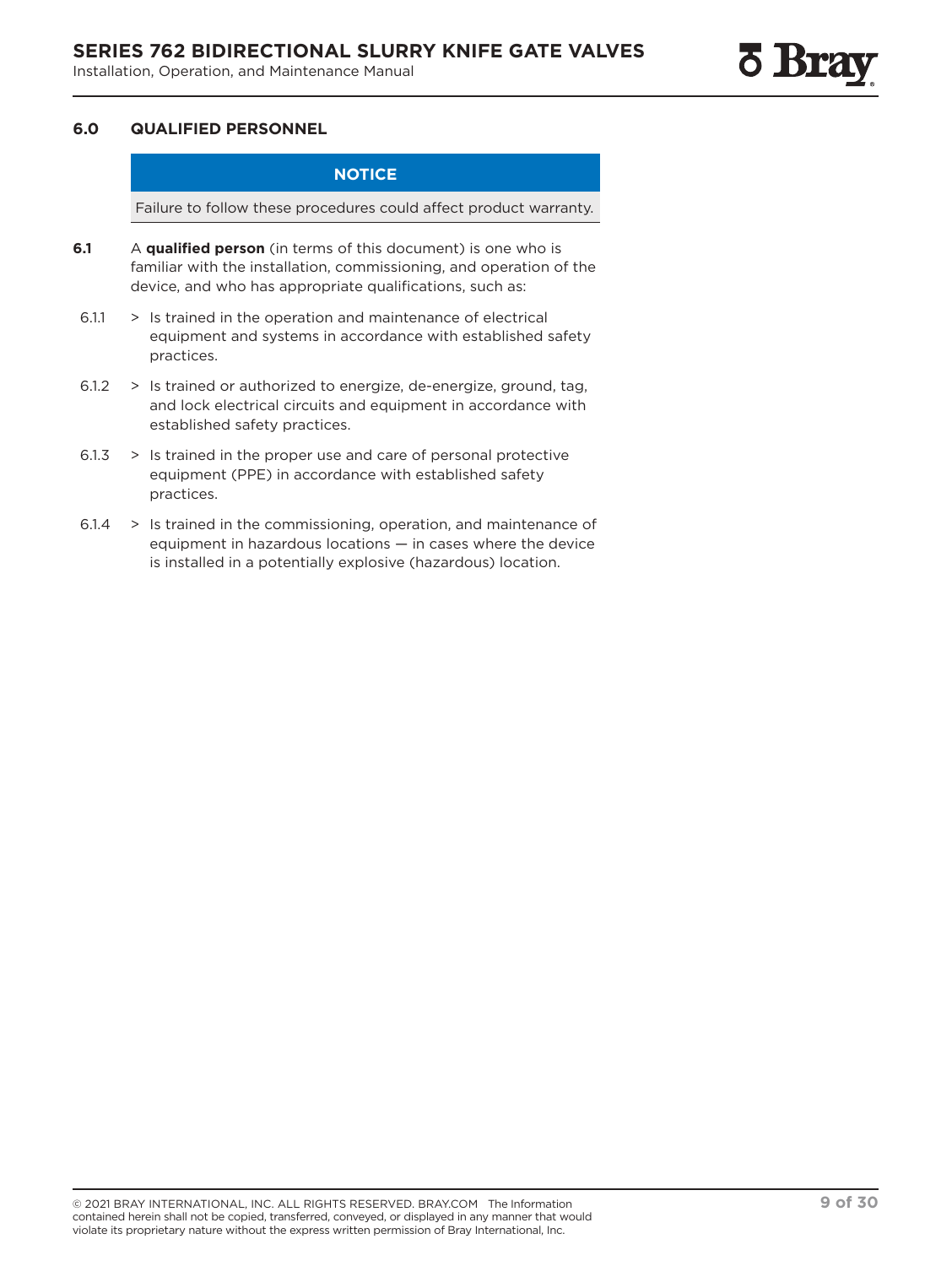## 6.0 QUALIFIED PERSONNEL

**NOTICE**

Failure to follow these procedures could affect product warranty.

**6.1** A **qualified person** (in terms of this document) is one who is familiar with the installation, commissioning, and operation of the device, and who has appropriate qualifications, such as:

- 6.1.1 > Is trained in the operation and maintenance of electrical equipment and systems in accordance with established safety practices.
- 6.1.2 > Is trained or authorized to energize, de-energize, ground, tag, and lock electrical circuits and equipment in accordance with established safety practices.
- 6.1.3 > Is trained in the proper use and care of personal protective equipment (PPE) in accordance with established safety practices.
- 6.1.4 > Is trained in the commissioning, operation, and maintenance of equipment in hazardous locations — in cases where the device is installed in a potentially explosive (hazardous) location.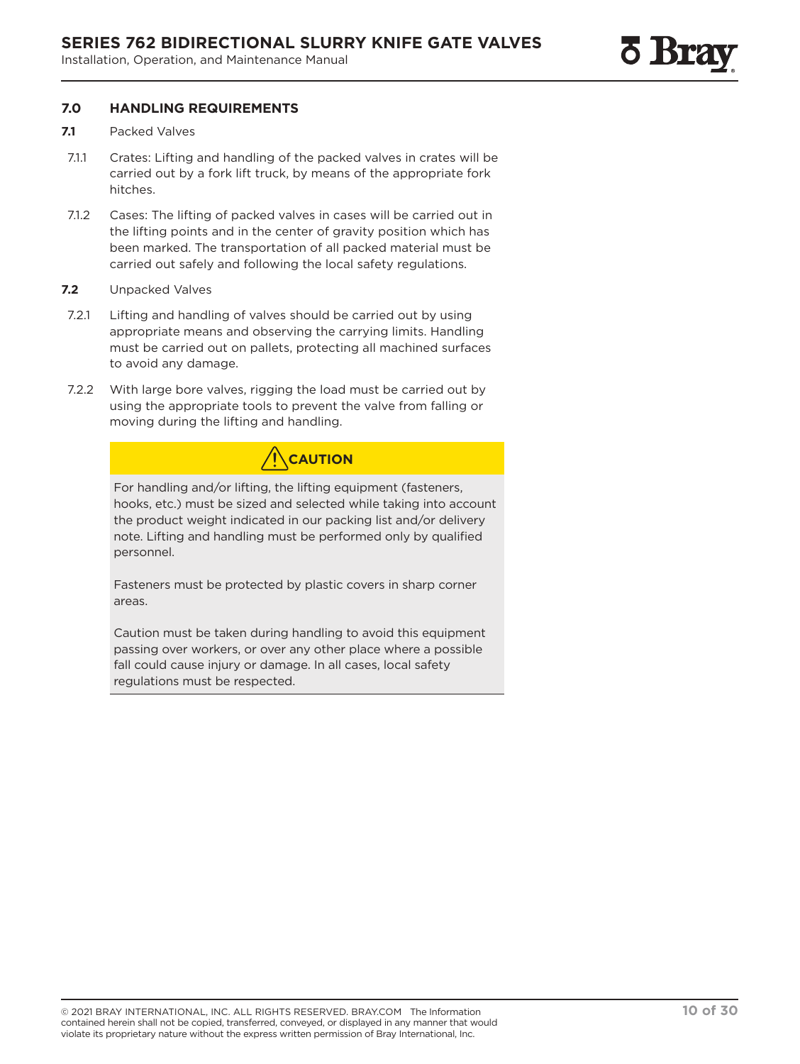## 7.0 HANDLING REQUIREMENTS

**7.1** Packed Valves

7.1.1 Crates: Lifting and handling of the packed valves in crates will be carried out by a fork lift truck, by means of the appropriate fork hitches.

7.1.2 Cases: The lifting of packed valves in cases will be carried out in the lifting points and in the center of gravity position which has been marked. The transportation of all packed material must be carried out safely and following the local safety regulations.

**7.2** Unpacked Valves

7.2.1 Lifting and handling of valves should be carried out by using appropriate means and observing the carrying limits. Handling must be carried out on pallets, protecting all machined surfaces to avoid any damage.

7.2.2 With large bore valves, rigging the load must be carried out by using the appropriate tools to prevent the valve from falling or moving during the lifting and handling.

> **⚠ CAUTION**
>
> For handling and/or lifting, the lifting equipment (fasteners, hooks, etc.) must be sized and selected while taking into account the product weight indicated in our packing list and/or delivery note. Lifting and handling must be performed only by qualified personnel.
>
> Fasteners must be protected by plastic covers in sharp corner areas.
>
> Caution must be taken during handling to avoid this equipment passing over workers, or over any other place where a possible fall could cause injury or damage. In all cases, local safety regulations must be respected.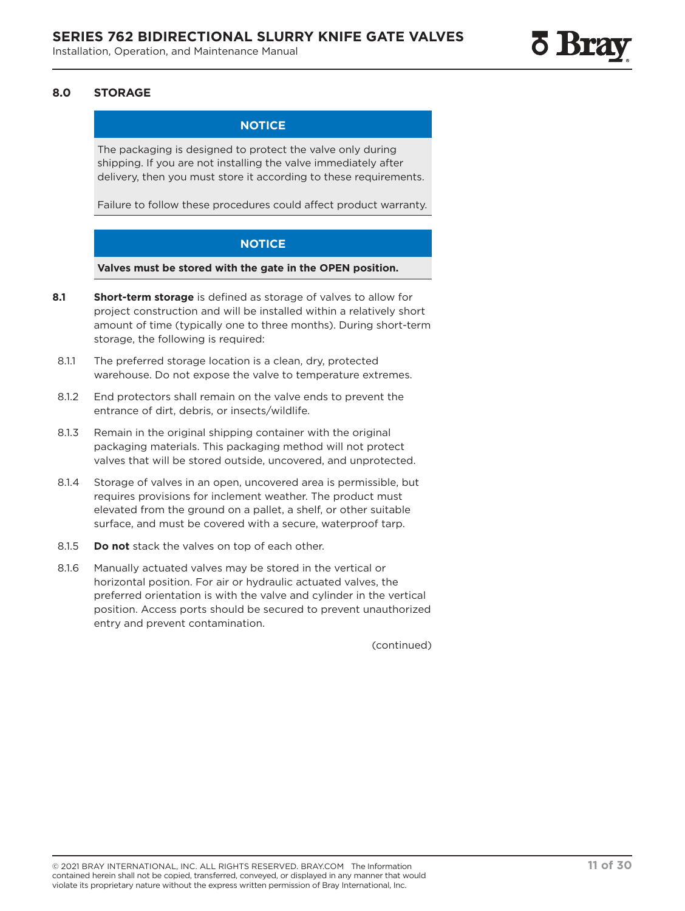## 8.0 STORAGE

> **NOTICE**
>
> The packaging is designed to protect the valve only during shipping. If you are not installing the valve immediately after delivery, then you must store it according to these requirements.
>
> Failure to follow these procedures could affect product warranty.

> **NOTICE**
>
> **Valves must be stored with the gate in the OPEN position.**

**8.1** **Short-term storage** is defined as storage of valves to allow for project construction and will be installed within a relatively short amount of time (typically one to three months). During short-term storage, the following is required:

8.1.1 The preferred storage location is a clean, dry, protected warehouse. Do not expose the valve to temperature extremes.

8.1.2 End protectors shall remain on the valve ends to prevent the entrance of dirt, debris, or insects/wildlife.

8.1.3 Remain in the original shipping container with the original packaging materials. This packaging method will not protect valves that will be stored outside, uncovered, and unprotected.

8.1.4 Storage of valves in an open, uncovered area is permissible, but requires provisions for inclement weather. The product must elevated from the ground on a pallet, a shelf, or other suitable surface, and must be covered with a secure, waterproof tarp.

8.1.5 **Do not** stack the valves on top of each other.

8.1.6 Manually actuated valves may be stored in the vertical or horizontal position. For air or hydraulic actuated valves, the preferred orientation is with the valve and cylinder in the vertical position. Access ports should be secured to prevent unauthorized entry and prevent contamination.

(continued)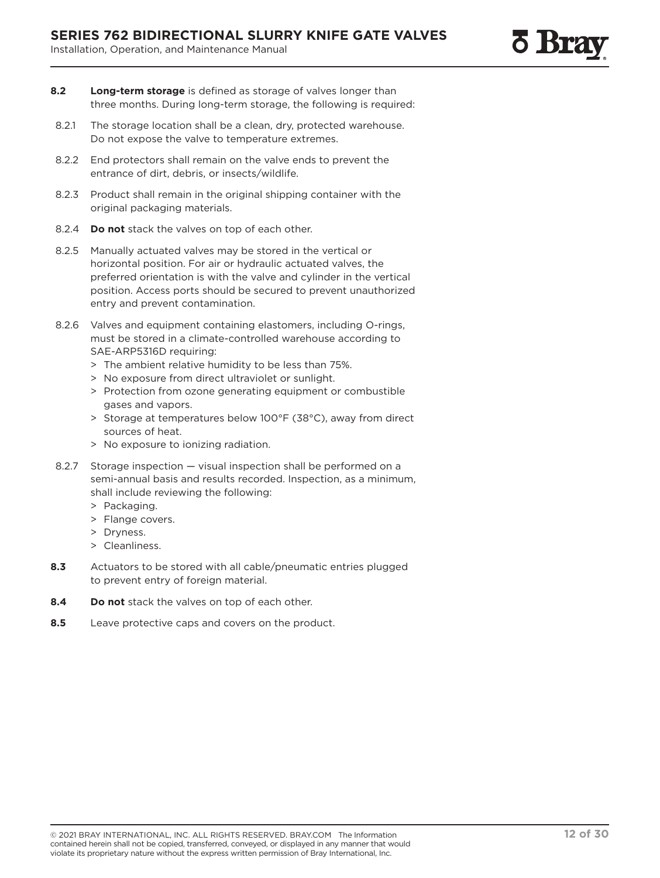**8.2** **Long-term storage** is defined as storage of valves longer than three months. During long-term storage, the following is required:

8.2.1 The storage location shall be a clean, dry, protected warehouse. Do not expose the valve to temperature extremes.

8.2.2 End protectors shall remain on the valve ends to prevent the entrance of dirt, debris, or insects/wildlife.

8.2.3 Product shall remain in the original shipping container with the original packaging materials.

8.2.4 **Do not** stack the valves on top of each other.

8.2.5 Manually actuated valves may be stored in the vertical or horizontal position. For air or hydraulic actuated valves, the preferred orientation is with the valve and cylinder in the vertical position. Access ports should be secured to prevent unauthorized entry and prevent contamination.

8.2.6 Valves and equipment containing elastomers, including O-rings, must be stored in a climate-controlled warehouse according to SAE-ARP5316D requiring:

> The ambient relative humidity to be less than 75%.
> No exposure from direct ultraviolet or sunlight.
> Protection from ozone generating equipment or combustible gases and vapors.
> Storage at temperatures below 100°F (38°C), away from direct sources of heat.
> No exposure to ionizing radiation.

8.2.7 Storage inspection — visual inspection shall be performed on a semi-annual basis and results recorded. Inspection, as a minimum, shall include reviewing the following:

> Packaging.
> Flange covers.
> Dryness.
> Cleanliness.

**8.3** Actuators to be stored with all cable/pneumatic entries plugged to prevent entry of foreign material.

**8.4** **Do not** stack the valves on top of each other.

**8.5** Leave protective caps and covers on the product.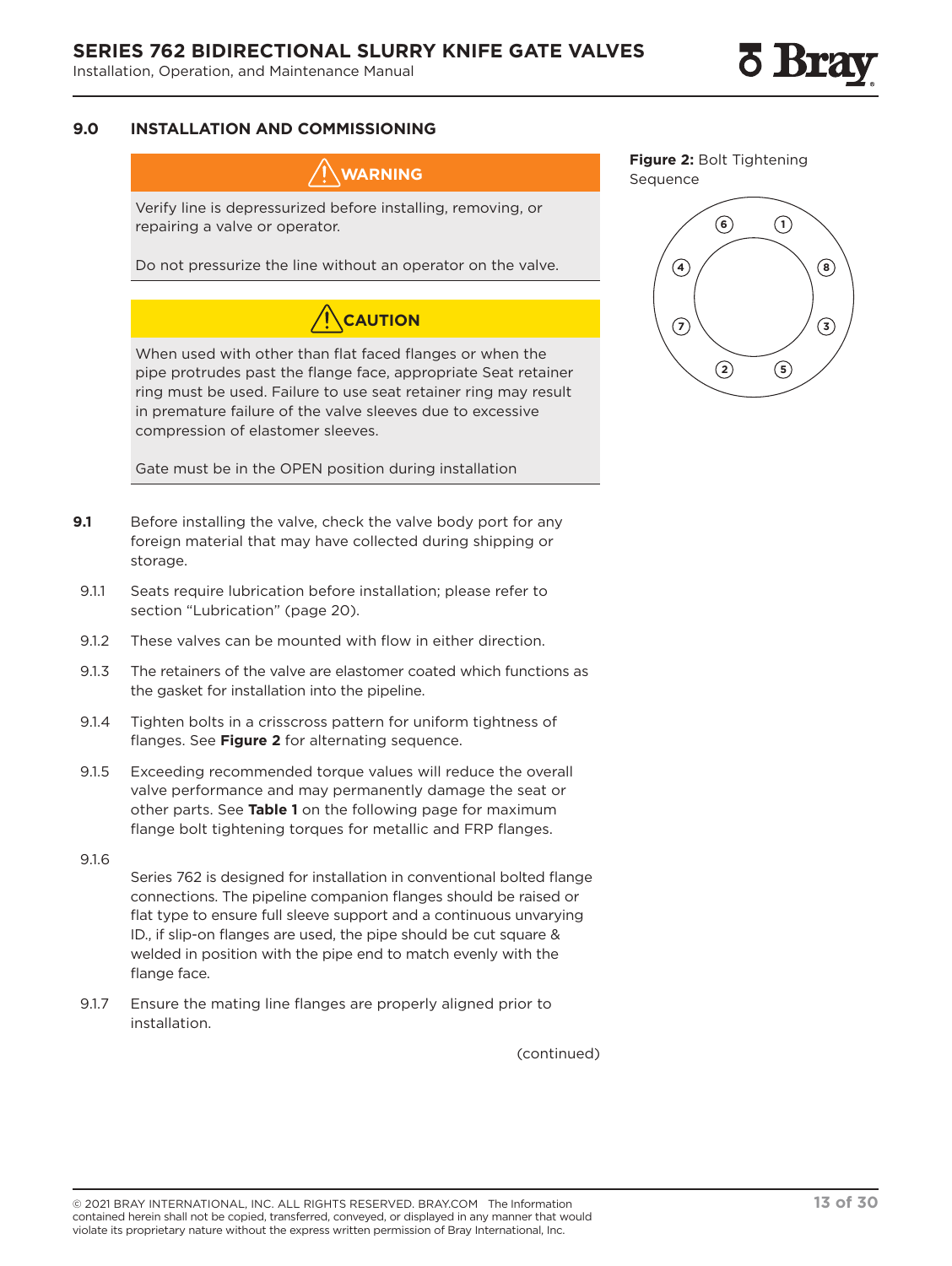## 9.0 INSTALLATION AND COMMISSIONING

**⚠ WARNING**

Verify line is depressurized before installing, removing, or repairing a valve or operator.

Do not pressurize the line without an operator on the valve.

**⚠ CAUTION**

When used with other than flat faced flanges or when the pipe protrudes past the flange face, appropriate Seat retainer ring must be used. Failure to use seat retainer ring may result in premature failure of the valve sleeves due to excessive compression of elastomer sleeves.

Gate must be in the OPEN position during installation

**Figure 2:** Bolt Tightening Sequence

**9.1** Before installing the valve, check the valve body port for any foreign material that may have collected during shipping or storage.

9.1.1 Seats require lubrication before installation; please refer to section "Lubrication" (page 20).

9.1.2 These valves can be mounted with flow in either direction.

9.1.3 The retainers of the valve are elastomer coated which functions as the gasket for installation into the pipeline.

9.1.4 Tighten bolts in a crisscross pattern for uniform tightness of flanges. See **Figure 2** for alternating sequence.

9.1.5 Exceeding recommended torque values will reduce the overall valve performance and may permanently damage the seat or other parts. See **Table 1** on the following page for maximum flange bolt tightening torques for metallic and FRP flanges.

9.1.6 Series 762 is designed for installation in conventional bolted flange connections. The pipeline companion flanges should be raised or flat type to ensure full sleeve support and a continuous unvarying ID., if slip-on flanges are used, the pipe should be cut square & welded in position with the pipe end to match evenly with the flange face.

9.1.7 Ensure the mating line flanges are properly aligned prior to installation.

(continued)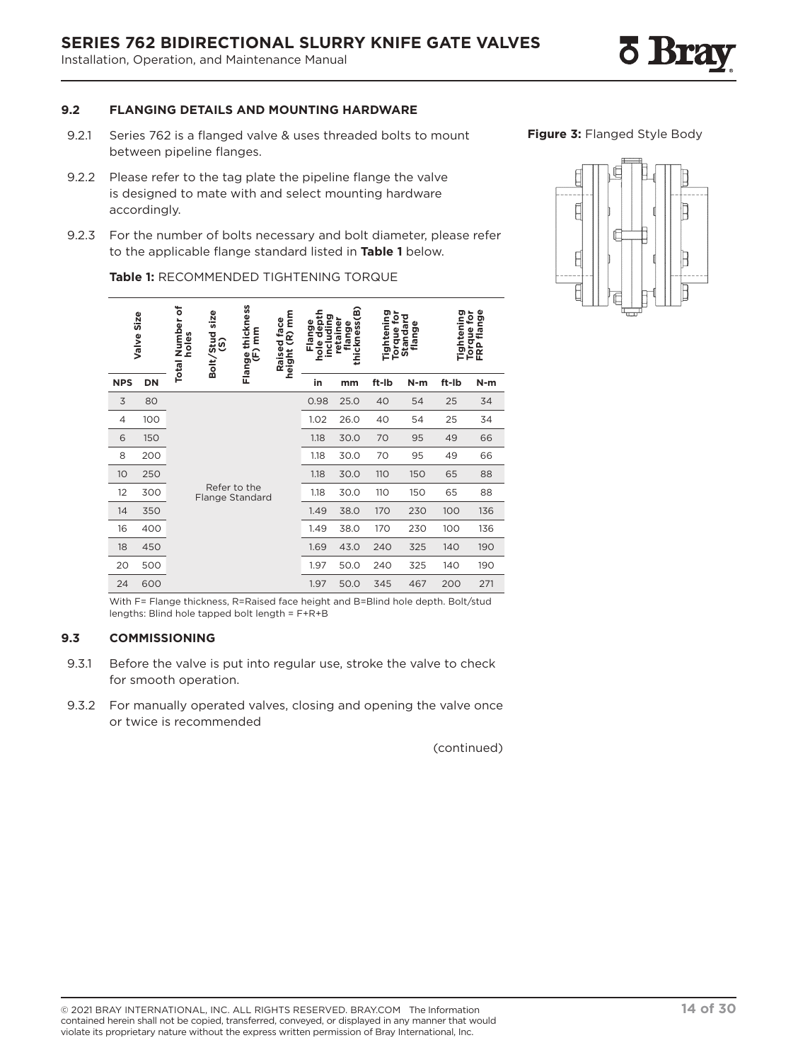### 9.2 FLANGING DETAILS AND MOUNTING HARDWARE

9.2.1 Series 762 is a flanged valve & uses threaded bolts to mount between pipeline flanges.

9.2.2 Please refer to the tag plate the pipeline flange the valve is designed to mate with and select mounting hardware accordingly.

9.2.3 For the number of bolts necessary and bolt diameter, please refer to the applicable flange standard listed in **Table 1** below.

**Figure 3:** Flanged Style Body

**Table 1:** RECOMMENDED TIGHTENING TORQUE

| Valve Size | | Total Number of holes | Bolt/Stud size (S) | Flange thickness (F) mm | Raised face height (R) mm | Flange hole depth including retainer flange thickness (B) | | Tightening Torque for Standard flange | | Tightening Torque for FRP flange | |
|---|---|---|---|---|---|---|---|---|---|---|---|
| NPS | DN | | | | | in | mm | ft-lb | N-m | ft-lb | N-m |
| 3 | 80 | Refer to the Flange Standard | | | | 0.98 | 25.0 | 40 | 54 | 25 | 34 |
| 4 | 100 | | | | | 1.02 | 26.0 | 40 | 54 | 25 | 34 |
| 6 | 150 | | | | | 1.18 | 30.0 | 70 | 95 | 49 | 66 |
| 8 | 200 | | | | | 1.18 | 30.0 | 70 | 95 | 49 | 66 |
| 10 | 250 | | | | | 1.18 | 30.0 | 110 | 150 | 65 | 88 |
| 12 | 300 | | | | | 1.18 | 30.0 | 110 | 150 | 65 | 88 |
| 14 | 350 | | | | | 1.49 | 38.0 | 170 | 230 | 100 | 136 |
| 16 | 400 | | | | | 1.49 | 38.0 | 170 | 230 | 100 | 136 |
| 18 | 450 | | | | | 1.69 | 43.0 | 240 | 325 | 140 | 190 |
| 20 | 500 | | | | | 1.97 | 50.0 | 240 | 325 | 140 | 190 |
| 24 | 600 | | | | | 1.97 | 50.0 | 345 | 467 | 200 | 271 |

With F= Flange thickness, R=Raised face height and B=Blind hole depth. Bolt/stud lengths: Blind hole tapped bolt length = F+R+B

### 9.3 COMMISSIONING

9.3.1 Before the valve is put into regular use, stroke the valve to check for smooth operation.

9.3.2 For manually operated valves, closing and opening the valve once or twice is recommended

(continued)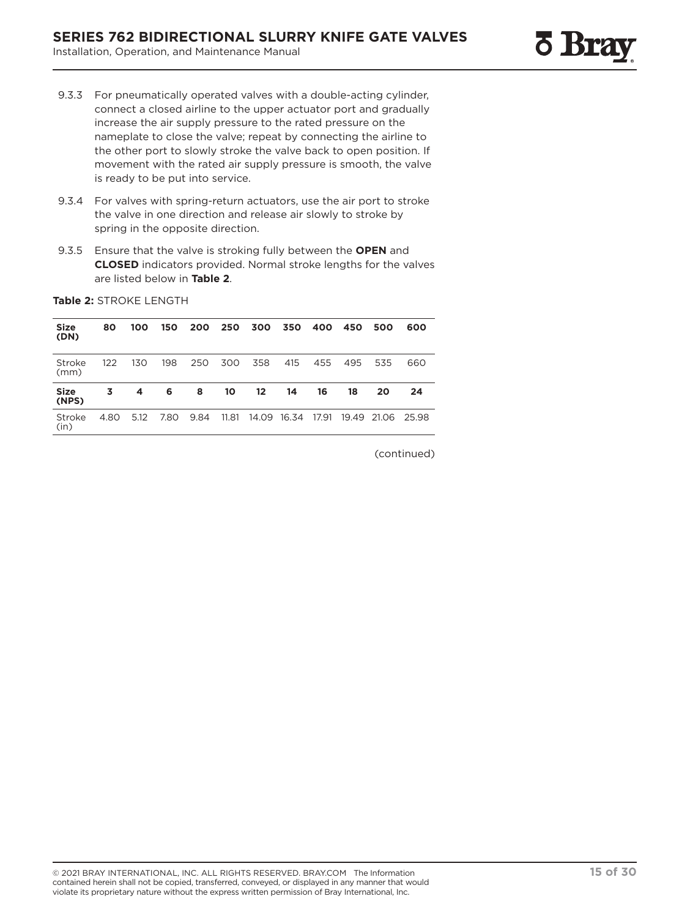9.3.3 For pneumatically operated valves with a double-acting cylinder, connect a closed airline to the upper actuator port and gradually increase the air supply pressure to the rated pressure on the nameplate to close the valve; repeat by connecting the airline to the other port to slowly stroke the valve back to open position. If movement with the rated air supply pressure is smooth, the valve is ready to be put into service.

9.3.4 For valves with spring-return actuators, use the air port to stroke the valve in one direction and release air slowly to stroke by spring in the opposite direction.

9.3.5 Ensure that the valve is stroking fully between the **OPEN** and **CLOSED** indicators provided. Normal stroke lengths for the valves are listed below in **Table 2**.

**Table 2:** STROKE LENGTH

| **Size (DN)** | **80** | **100** | **150** | **200** | **250** | **300** | **350** | **400** | **450** | **500** | **600** |
|---|---|---|---|---|---|---|---|---|---|---|---|
| Stroke (mm) | 122 | 130 | 198 | 250 | 300 | 358 | 415 | 455 | 495 | 535 | 660 |
| **Size (NPS)** | **3** | **4** | **6** | **8** | **10** | **12** | **14** | **16** | **18** | **20** | **24** |
| Stroke (in) | 4.80 | 5.12 | 7.80 | 9.84 | 11.81 | 14.09 | 16.34 | 17.91 | 19.49 | 21.06 | 25.98 |

(continued)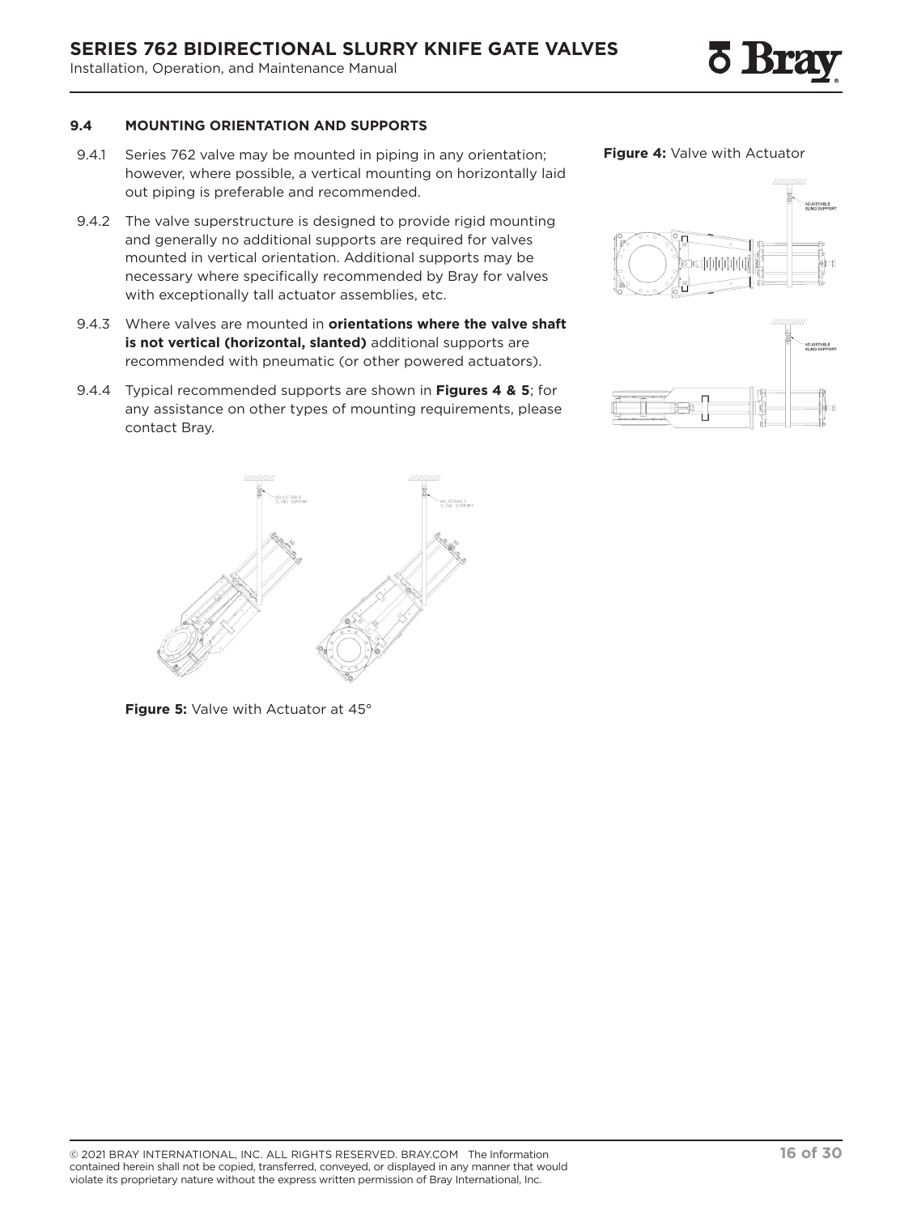### 9.4 MOUNTING ORIENTATION AND SUPPORTS

9.4.1 Series 762 valve may be mounted in piping in any orientation; however, where possible, a vertical mounting on horizontally laid out piping is preferable and recommended.

9.4.2 The valve superstructure is designed to provide rigid mounting and generally no additional supports are required for valves mounted in vertical orientation. Additional supports may be necessary where specifically recommended by Bray for valves with exceptionally tall actuator assemblies, etc.

9.4.3 Where valves are mounted in **orientations where the valve shaft is not vertical (horizontal, slanted)** additional supports are recommended with pneumatic (or other powered actuators).

9.4.4 Typical recommended supports are shown in **Figures 4 & 5**; for any assistance on other types of mounting requirements, please contact Bray.

**Figure 4:** Valve with Actuator

**Figure 5:** Valve with Actuator at 45°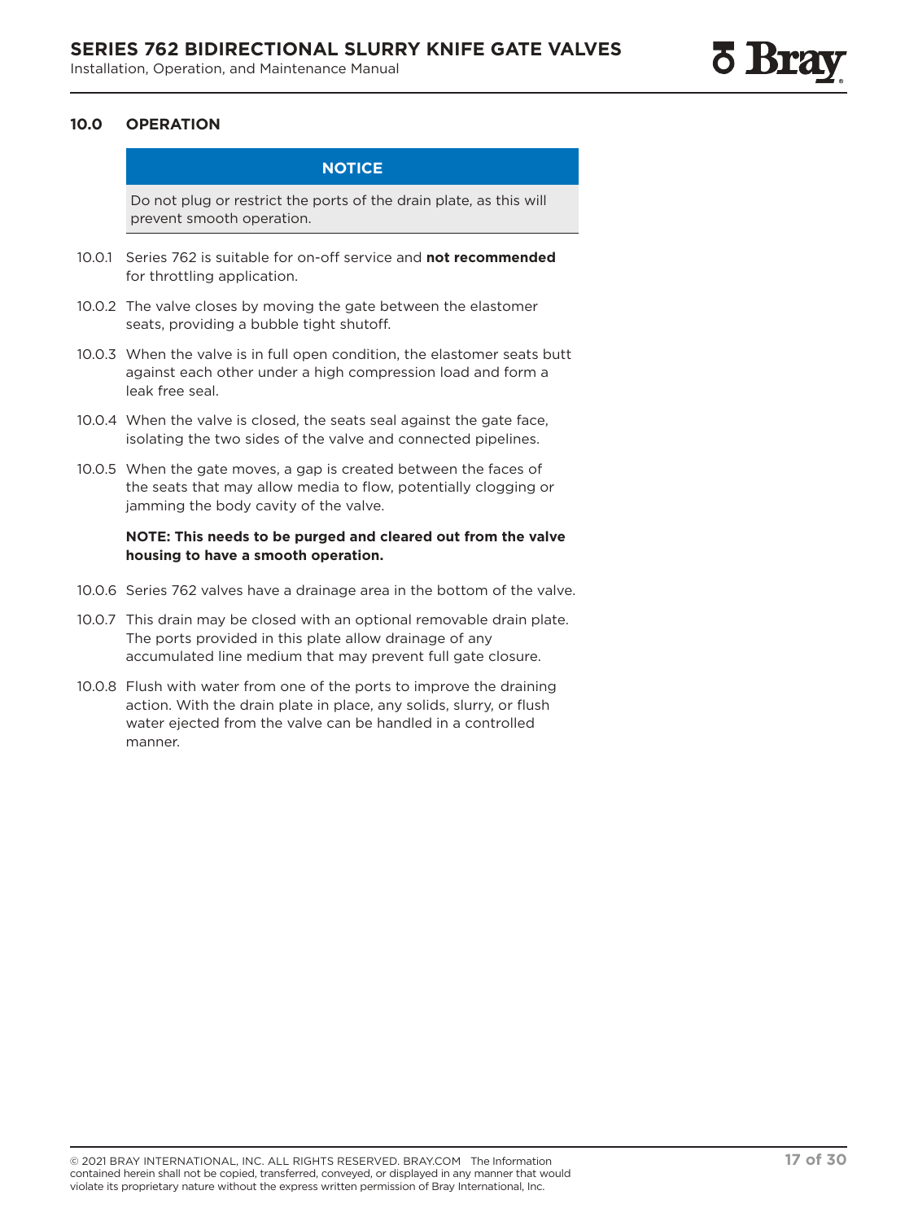## 10.0 OPERATION

**NOTICE**

Do not plug or restrict the ports of the drain plate, as this will prevent smooth operation.

10.0.1 Series 762 is suitable for on-off service and **not recommended** for throttling application.

10.0.2 The valve closes by moving the gate between the elastomer seats, providing a bubble tight shutoff.

10.0.3 When the valve is in full open condition, the elastomer seats butt against each other under a high compression load and form a leak free seal.

10.0.4 When the valve is closed, the seats seal against the gate face, isolating the two sides of the valve and connected pipelines.

10.0.5 When the gate moves, a gap is created between the faces of the seats that may allow media to flow, potentially clogging or jamming the body cavity of the valve.

**NOTE: This needs to be purged and cleared out from the valve housing to have a smooth operation.**

10.0.6 Series 762 valves have a drainage area in the bottom of the valve.

10.0.7 This drain may be closed with an optional removable drain plate. The ports provided in this plate allow drainage of any accumulated line medium that may prevent full gate closure.

10.0.8 Flush with water from one of the ports to improve the draining action. With the drain plate in place, any solids, slurry, or flush water ejected from the valve can be handled in a controlled manner.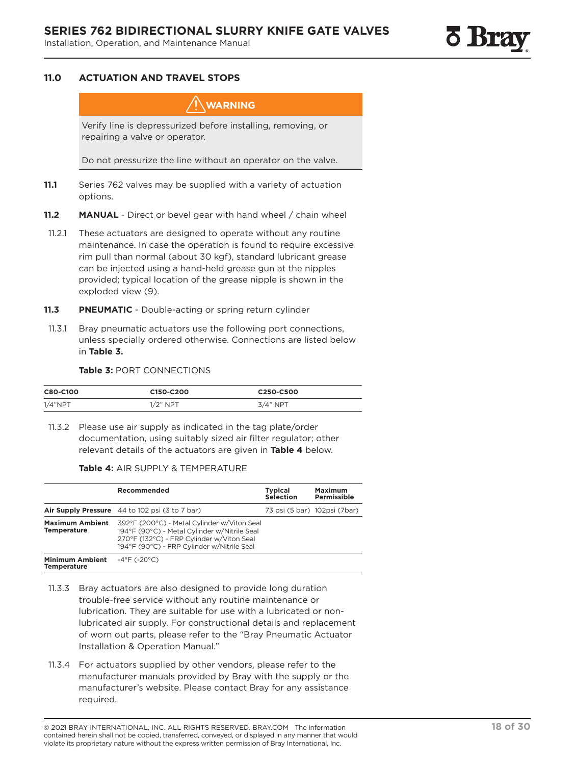## 11.0 ACTUATION AND TRAVEL STOPS

> ⚠ **WARNING**
>
> Verify line is depressurized before installing, removing, or repairing a valve or operator.
>
> Do not pressurize the line without an operator on the valve.

**11.1** Series 762 valves may be supplied with a variety of actuation options.

**11.2** **MANUAL** - Direct or bevel gear with hand wheel / chain wheel

11.2.1 These actuators are designed to operate without any routine maintenance. In case the operation is found to require excessive rim pull than normal (about 30 kgf), standard lubricant grease can be injected using a hand-held grease gun at the nipples provided; typical location of the grease nipple is shown in the exploded view (9).

**11.3** **PNEUMATIC** - Double-acting or spring return cylinder

11.3.1 Bray pneumatic actuators use the following port connections, unless specially ordered otherwise. Connections are listed below in **Table 3.**

**Table 3:** PORT CONNECTIONS

| C80-C100 | C150-C200 | C250-C500 |
|---|---|---|
| 1/4"NPT | 1/2" NPT | 3/4" NPT |

11.3.2 Please use air supply as indicated in the tag plate/order documentation, using suitably sized air filter regulator; other relevant details of the actuators are given in **Table 4** below.

**Table 4:** AIR SUPPLY & TEMPERATURE

| | Recommended | Typical Selection | Maximum Permissible |
|---|---|---|---|
| **Air Supply Pressure** | 44 to 102 psi (3 to 7 bar) | 73 psi (5 bar) | 102psi (7bar) |
| **Maximum Ambient Temperature** | 392°F (200°C) - Metal Cylinder w/Viton Seal<br>194°F (90°C) - Metal Cylinder w/Nitrile Seal<br>270°F (132°C) - FRP Cylinder w/Viton Seal<br>194°F (90°C) - FRP Cylinder w/Nitrile Seal | | |
| **Minimum Ambient Temperature** | -4°F (-20°C) | | |

11.3.3 Bray actuators are also designed to provide long duration trouble-free service without any routine maintenance or lubrication. They are suitable for use with a lubricated or non-lubricated air supply. For constructional details and replacement of worn out parts, please refer to the "Bray Pneumatic Actuator Installation & Operation Manual."

11.3.4 For actuators supplied by other vendors, please refer to the manufacturer manuals provided by Bray with the supply or the manufacturer's website. Please contact Bray for any assistance required.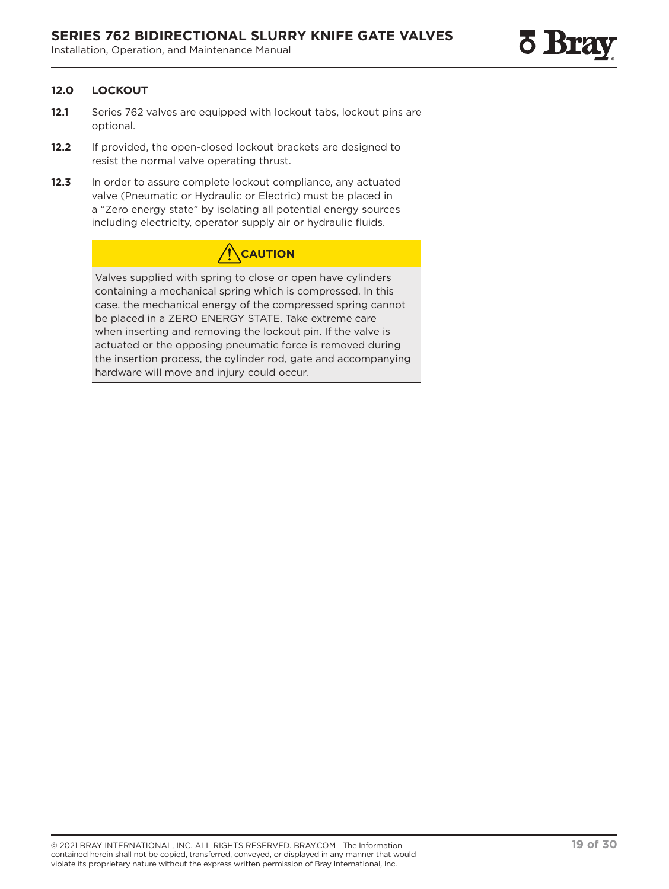## 12.0 LOCKOUT

**12.1** Series 762 valves are equipped with lockout tabs, lockout pins are optional.

**12.2** If provided, the open-closed lockout brackets are designed to resist the normal valve operating thrust.

**12.3** In order to assure complete lockout compliance, any actuated valve (Pneumatic or Hydraulic or Electric) must be placed in a "Zero energy state" by isolating all potential energy sources including electricity, operator supply air or hydraulic fluids.

> **⚠ CAUTION**
>
> Valves supplied with spring to close or open have cylinders containing a mechanical spring which is compressed. In this case, the mechanical energy of the compressed spring cannot be placed in a ZERO ENERGY STATE. Take extreme care when inserting and removing the lockout pin. If the valve is actuated or the opposing pneumatic force is removed during the insertion process, the cylinder rod, gate and accompanying hardware will move and injury could occur.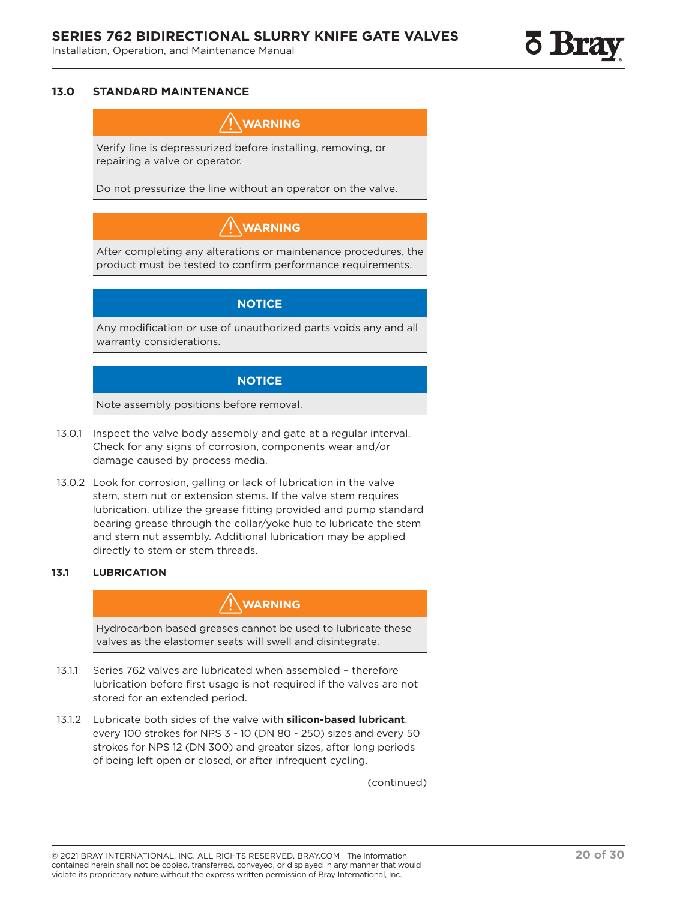## 13.0 STANDARD MAINTENANCE

**⚠ WARNING**

Verify line is depressurized before installing, removing, or repairing a valve or operator.

Do not pressurize the line without an operator on the valve.

**⚠ WARNING**

After completing any alterations or maintenance procedures, the product must be tested to confirm performance requirements.

**NOTICE**

Any modification or use of unauthorized parts voids any and all warranty considerations.

**NOTICE**

Note assembly positions before removal.

13.0.1 Inspect the valve body assembly and gate at a regular interval. Check for any signs of corrosion, components wear and/or damage caused by process media.

13.0.2 Look for corrosion, galling or lack of lubrication in the valve stem, stem nut or extension stems. If the valve stem requires lubrication, utilize the grease fitting provided and pump standard bearing grease through the collar/yoke hub to lubricate the stem and stem nut assembly. Additional lubrication may be applied directly to stem or stem threads.

### 13.1 LUBRICATION

**⚠ WARNING**

Hydrocarbon based greases cannot be used to lubricate these valves as the elastomer seats will swell and disintegrate.

13.1.1 Series 762 valves are lubricated when assembled – therefore lubrication before first usage is not required if the valves are not stored for an extended period.

13.1.2 Lubricate both sides of the valve with **silicon-based lubricant**, every 100 strokes for NPS 3 - 10 (DN 80 - 250) sizes and every 50 strokes for NPS 12 (DN 300) and greater sizes, after long periods of being left open or closed, or after infrequent cycling.

(continued)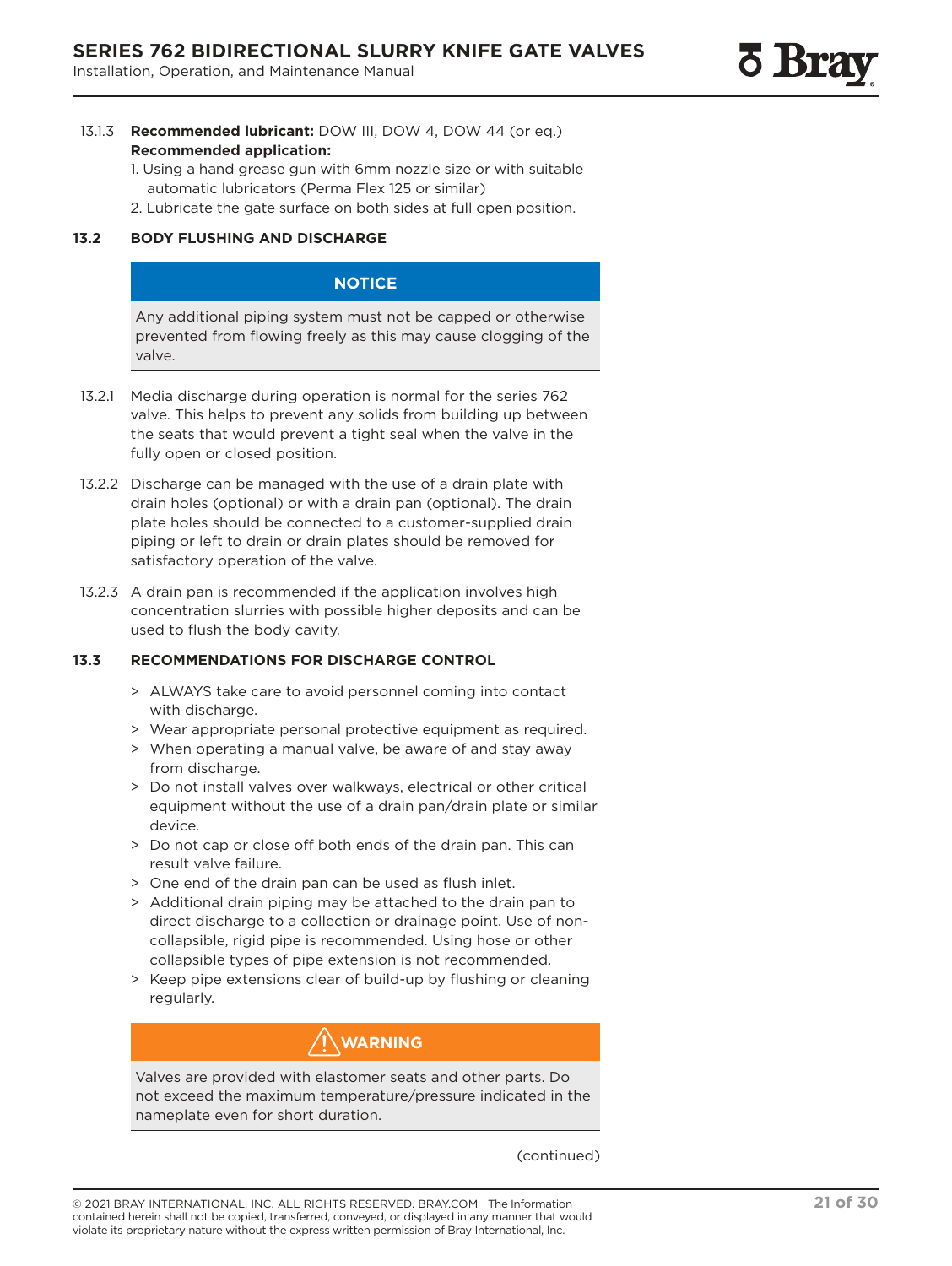13.1.3 **Recommended lubricant:** DOW III, DOW 4, DOW 44 (or eq.)
**Recommended application:**

1. Using a hand grease gun with 6mm nozzle size or with suitable automatic lubricators (Perma Flex 125 or similar)
2. Lubricate the gate surface on both sides at full open position.

## 13.2 BODY FLUSHING AND DISCHARGE

**NOTICE**

Any additional piping system must not be capped or otherwise prevented from flowing freely as this may cause clogging of the valve.

13.2.1 Media discharge during operation is normal for the series 762 valve. This helps to prevent any solids from building up between the seats that would prevent a tight seal when the valve in the fully open or closed position.

13.2.2 Discharge can be managed with the use of a drain plate with drain holes (optional) or with a drain pan (optional). The drain plate holes should be connected to a customer-supplied drain piping or left to drain or drain plates should be removed for satisfactory operation of the valve.

13.2.3 A drain pan is recommended if the application involves high concentration slurries with possible higher deposits and can be used to flush the body cavity.

## 13.3 RECOMMENDATIONS FOR DISCHARGE CONTROL

> ALWAYS take care to avoid personnel coming into contact with discharge.
> Wear appropriate personal protective equipment as required.
> When operating a manual valve, be aware of and stay away from discharge.
> Do not install valves over walkways, electrical or other critical equipment without the use of a drain pan/drain plate or similar device.
> Do not cap or close off both ends of the drain pan. This can result valve failure.
> One end of the drain pan can be used as flush inlet.
> Additional drain piping may be attached to the drain pan to direct discharge to a collection or drainage point. Use of non-collapsible, rigid pipe is recommended. Using hose or other collapsible types of pipe extension is not recommended.
> Keep pipe extensions clear of build-up by flushing or cleaning regularly.

**⚠ WARNING**

Valves are provided with elastomer seats and other parts. Do not exceed the maximum temperature/pressure indicated in the nameplate even for short duration.

(continued)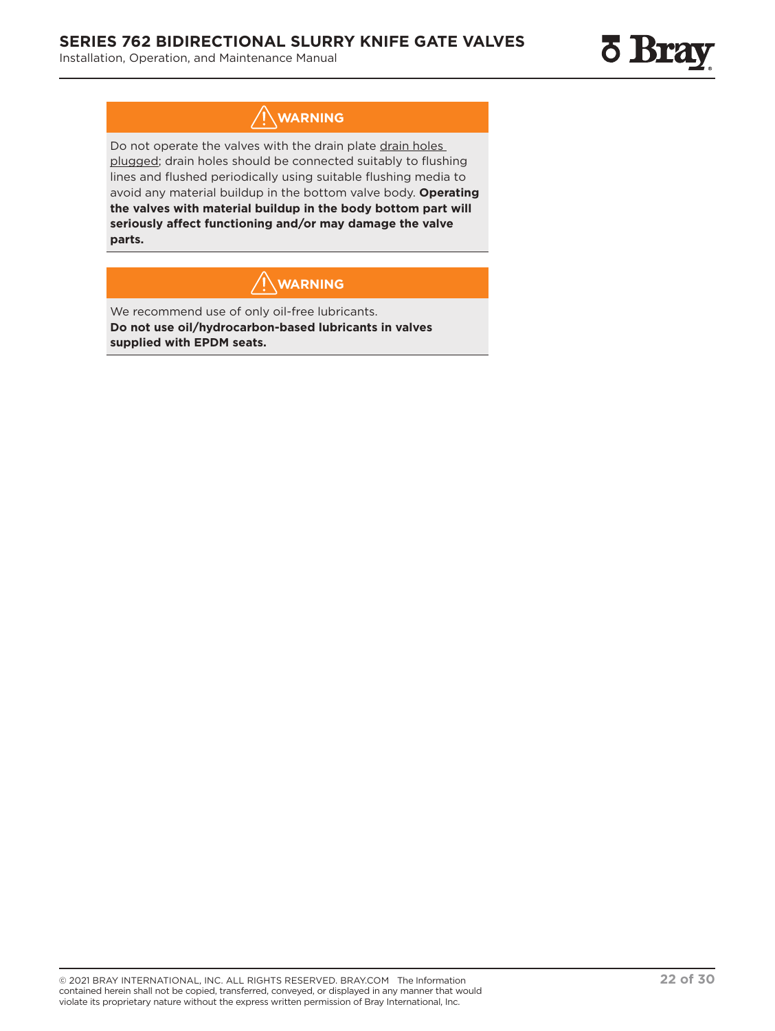**⚠ WARNING**

Do not operate the valves with the drain plate drain holes plugged; drain holes should be connected suitably to flushing lines and flushed periodically using suitable flushing media to avoid any material buildup in the bottom valve body. **Operating the valves with material buildup in the body bottom part will seriously affect functioning and/or may damage the valve parts.**

**⚠ WARNING**

We recommend use of only oil-free lubricants.
**Do not use oil/hydrocarbon-based lubricants in valves supplied with EPDM seats.**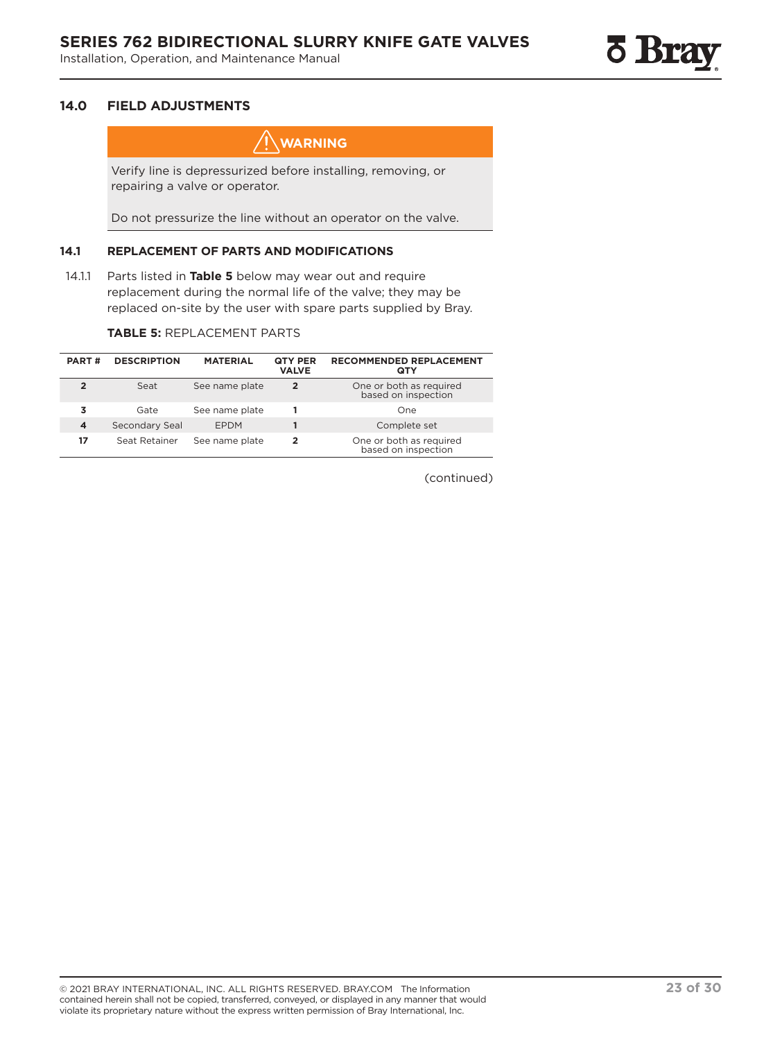## 14.0 FIELD ADJUSTMENTS

**⚠ WARNING**

Verify line is depressurized before installing, removing, or repairing a valve or operator.

Do not pressurize the line without an operator on the valve.

### 14.1 REPLACEMENT OF PARTS AND MODIFICATIONS

14.1.1 Parts listed in **Table 5** below may wear out and require replacement during the normal life of the valve; they may be replaced on-site by the user with spare parts supplied by Bray.

**TABLE 5:** REPLACEMENT PARTS

| PART # | DESCRIPTION | MATERIAL | QTY PER VALVE | RECOMMENDED REPLACEMENT QTY |
|---|---|---|---|---|
| **2** | Seat | See name plate | **2** | One or both as required based on inspection |
| **3** | Gate | See name plate | **1** | One |
| **4** | Secondary Seal | EPDM | **1** | Complete set |
| **17** | Seat Retainer | See name plate | **2** | One or both as required based on inspection |

(continued)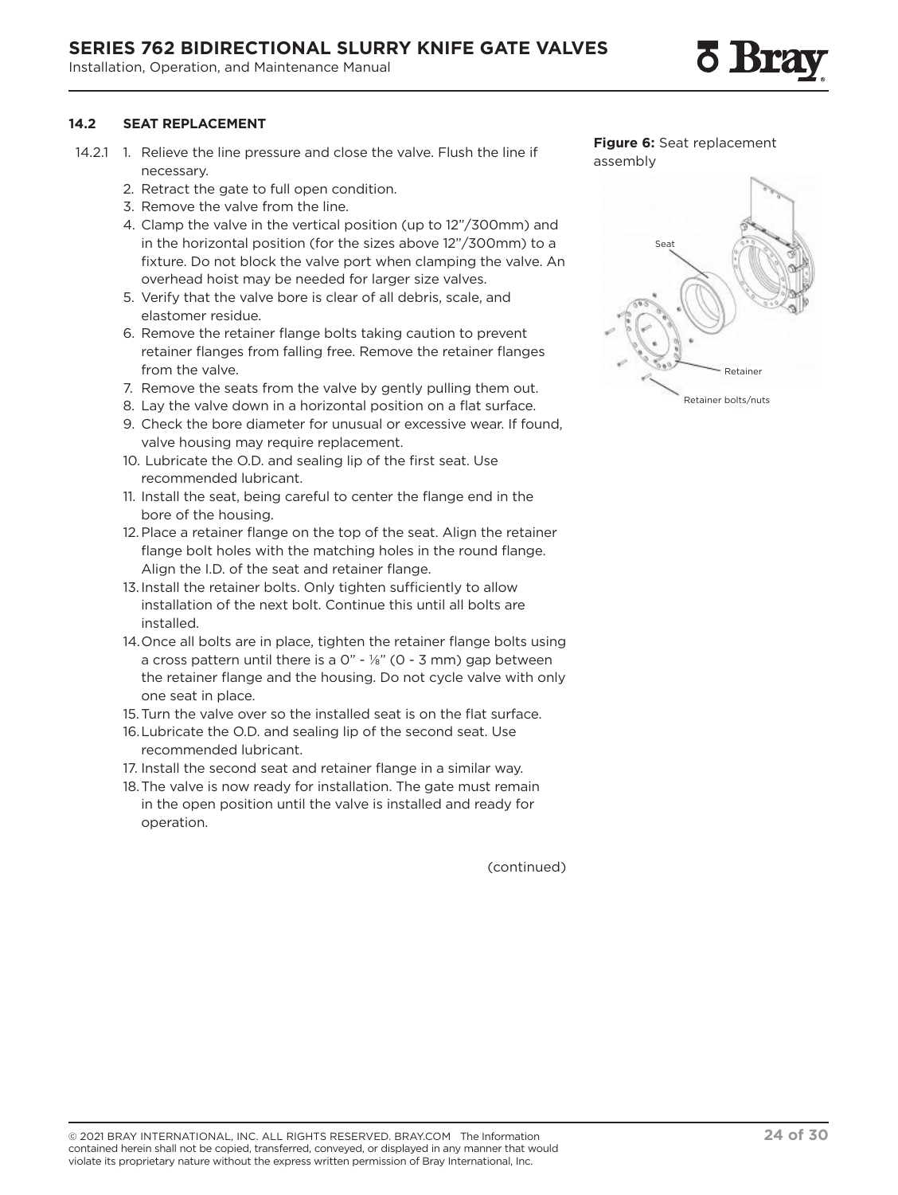### 14.2 SEAT REPLACEMENT

14.2.1

1. Relieve the line pressure and close the valve. Flush the line if necessary.
2. Retract the gate to full open condition.
3. Remove the valve from the line.
4. Clamp the valve in the vertical position (up to 12"/300mm) and in the horizontal position (for the sizes above 12"/300mm) to a fixture. Do not block the valve port when clamping the valve. An overhead hoist may be needed for larger size valves.
5. Verify that the valve bore is clear of all debris, scale, and elastomer residue.
6. Remove the retainer flange bolts taking caution to prevent retainer flanges from falling free. Remove the retainer flanges from the valve.
7. Remove the seats from the valve by gently pulling them out.
8. Lay the valve down in a horizontal position on a flat surface.
9. Check the bore diameter for unusual or excessive wear. If found, valve housing may require replacement.
10. Lubricate the O.D. and sealing lip of the first seat. Use recommended lubricant.
11. Install the seat, being careful to center the flange end in the bore of the housing.
12. Place a retainer flange on the top of the seat. Align the retainer flange bolt holes with the matching holes in the round flange. Align the I.D. of the seat and retainer flange.
13. Install the retainer bolts. Only tighten sufficiently to allow installation of the next bolt. Continue this until all bolts are installed.
14. Once all bolts are in place, tighten the retainer flange bolts using a cross pattern until there is a 0" - ⅛" (0 - 3 mm) gap between the retainer flange and the housing. Do not cycle valve with only one seat in place.
15. Turn the valve over so the installed seat is on the flat surface.
16. Lubricate the O.D. and sealing lip of the second seat. Use recommended lubricant.
17. Install the second seat and retainer flange in a similar way.
18. The valve is now ready for installation. The gate must remain in the open position until the valve is installed and ready for operation.

(continued)

**Figure 6:** Seat replacement assembly

Seat

Retainer

Retainer bolts/nuts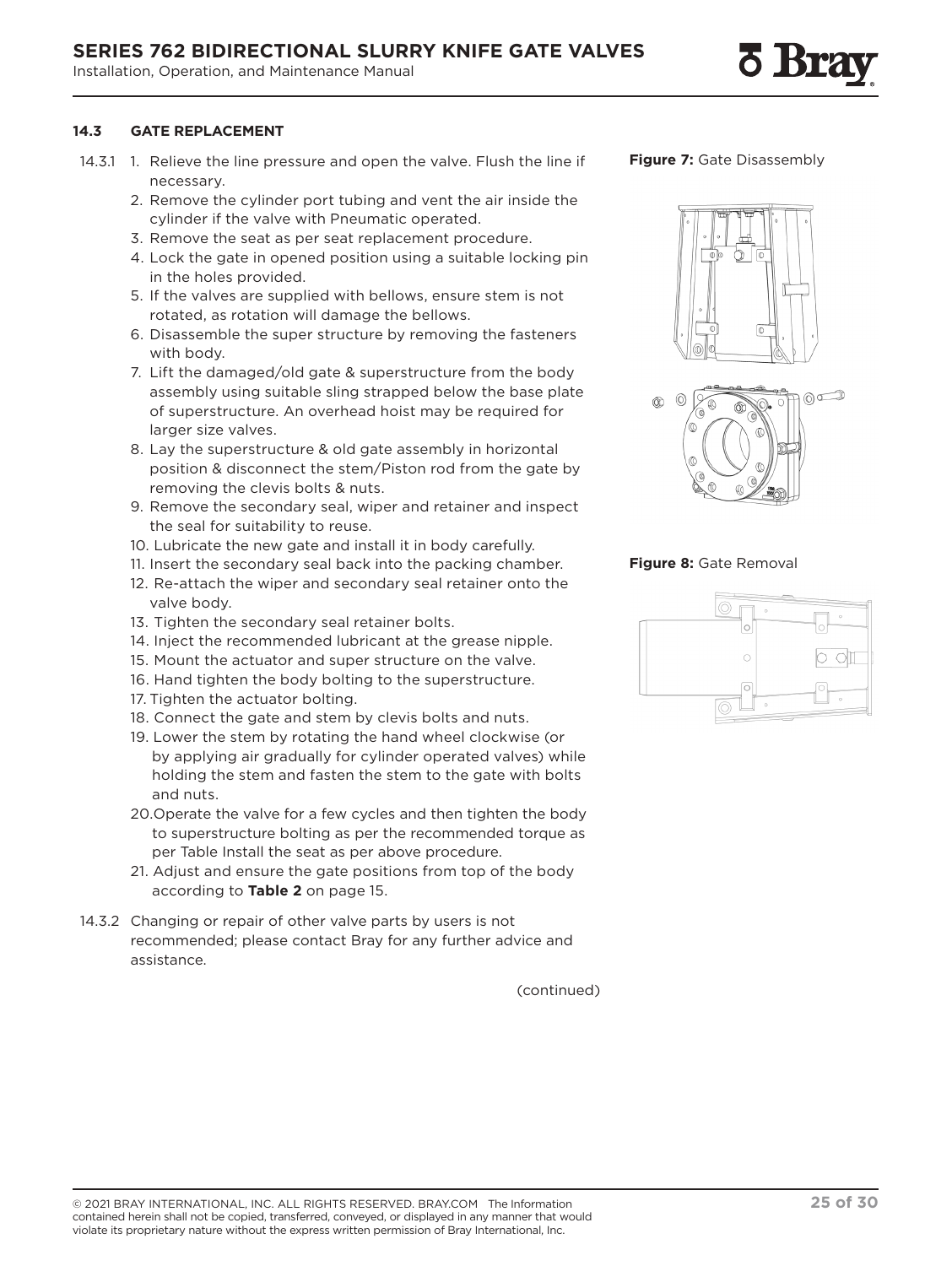### 14.3 GATE REPLACEMENT

14.3.1

1. Relieve the line pressure and open the valve. Flush the line if necessary.
2. Remove the cylinder port tubing and vent the air inside the cylinder if the valve with Pneumatic operated.
3. Remove the seat as per seat replacement procedure.
4. Lock the gate in opened position using a suitable locking pin in the holes provided.
5. If the valves are supplied with bellows, ensure stem is not rotated, as rotation will damage the bellows.
6. Disassemble the super structure by removing the fasteners with body.
7. Lift the damaged/old gate & superstructure from the body assembly using suitable sling strapped below the base plate of superstructure. An overhead hoist may be required for larger size valves.
8. Lay the superstructure & old gate assembly in horizontal position & disconnect the stem/Piston rod from the gate by removing the clevis bolts & nuts.
9. Remove the secondary seal, wiper and retainer and inspect the seal for suitability to reuse.
10. Lubricate the new gate and install it in body carefully.
11. Insert the secondary seal back into the packing chamber.
12. Re-attach the wiper and secondary seal retainer onto the valve body.
13. Tighten the secondary seal retainer bolts.
14. Inject the recommended lubricant at the grease nipple.
15. Mount the actuator and super structure on the valve.
16. Hand tighten the body bolting to the superstructure.
17. Tighten the actuator bolting.
18. Connect the gate and stem by clevis bolts and nuts.
19. Lower the stem by rotating the hand wheel clockwise (or by applying air gradually for cylinder operated valves) while holding the stem and fasten the stem to the gate with bolts and nuts.
20. Operate the valve for a few cycles and then tighten the body to superstructure bolting as per the recommended torque as per Table Install the seat as per above procedure.
21. Adjust and ensure the gate positions from top of the body according to **Table 2** on page 15.

14.3.2 Changing or repair of other valve parts by users is not recommended; please contact Bray for any further advice and assistance.

(continued)

**Figure 7:** Gate Disassembly

**Figure 8:** Gate Removal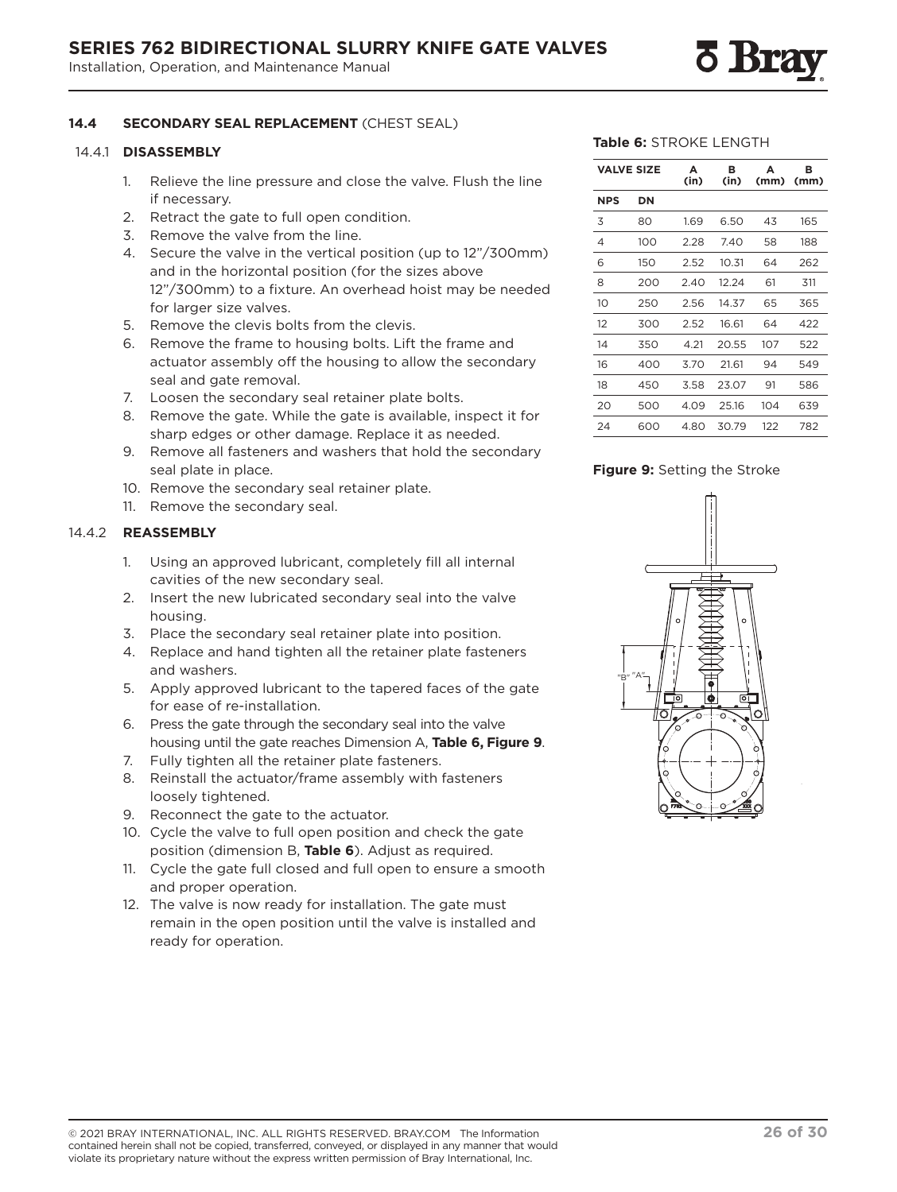## 14.4 SECONDARY SEAL REPLACEMENT (CHEST SEAL)

### 14.4.1 DISASSEMBLY

1. Relieve the line pressure and close the valve. Flush the line if necessary.
2. Retract the gate to full open condition.
3. Remove the valve from the line.
4. Secure the valve in the vertical position (up to 12"/300mm) and in the horizontal position (for the sizes above 12"/300mm) to a fixture. An overhead hoist may be needed for larger size valves.
5. Remove the clevis bolts from the clevis.
6. Remove the frame to housing bolts. Lift the frame and actuator assembly off the housing to allow the secondary seal and gate removal.
7. Loosen the secondary seal retainer plate bolts.
8. Remove the gate. While the gate is available, inspect it for sharp edges or other damage. Replace it as needed.
9. Remove all fasteners and washers that hold the secondary seal plate in place.
10. Remove the secondary seal retainer plate.
11. Remove the secondary seal.

### 14.4.2 REASSEMBLY

1. Using an approved lubricant, completely fill all internal cavities of the new secondary seal.
2. Insert the new lubricated secondary seal into the valve housing.
3. Place the secondary seal retainer plate into position.
4. Replace and hand tighten all the retainer plate fasteners and washers.
5. Apply approved lubricant to the tapered faces of the gate for ease of re-installation.
6. Press the gate through the secondary seal into the valve housing until the gate reaches Dimension A, **Table 6, Figure 9**.
7. Fully tighten all the retainer plate fasteners.
8. Reinstall the actuator/frame assembly with fasteners loosely tightened.
9. Reconnect the gate to the actuator.
10. Cycle the valve to full open position and check the gate position (dimension B, **Table 6**). Adjust as required.
11. Cycle the gate full closed and full open to ensure a smooth and proper operation.
12. The valve is now ready for installation. The gate must remain in the open position until the valve is installed and ready for operation.

**Table 6:** STROKE LENGTH

| VALVE SIZE | | A (in) | B (in) | A (mm) | B (mm) |
|---|---|---|---|---|---|
| NPS | DN | | | | |
| 3 | 80 | 1.69 | 6.50 | 43 | 165 |
| 4 | 100 | 2.28 | 7.40 | 58 | 188 |
| 6 | 150 | 2.52 | 10.31 | 64 | 262 |
| 8 | 200 | 2.40 | 12.24 | 61 | 311 |
| 10 | 250 | 2.56 | 14.37 | 65 | 365 |
| 12 | 300 | 2.52 | 16.61 | 64 | 422 |
| 14 | 350 | 4.21 | 20.55 | 107 | 522 |
| 16 | 400 | 3.70 | 21.61 | 94 | 549 |
| 18 | 450 | 3.58 | 23.07 | 91 | 586 |
| 20 | 500 | 4.09 | 25.16 | 104 | 639 |
| 24 | 600 | 4.80 | 30.79 | 122 | 782 |

**Figure 9:** Setting the Stroke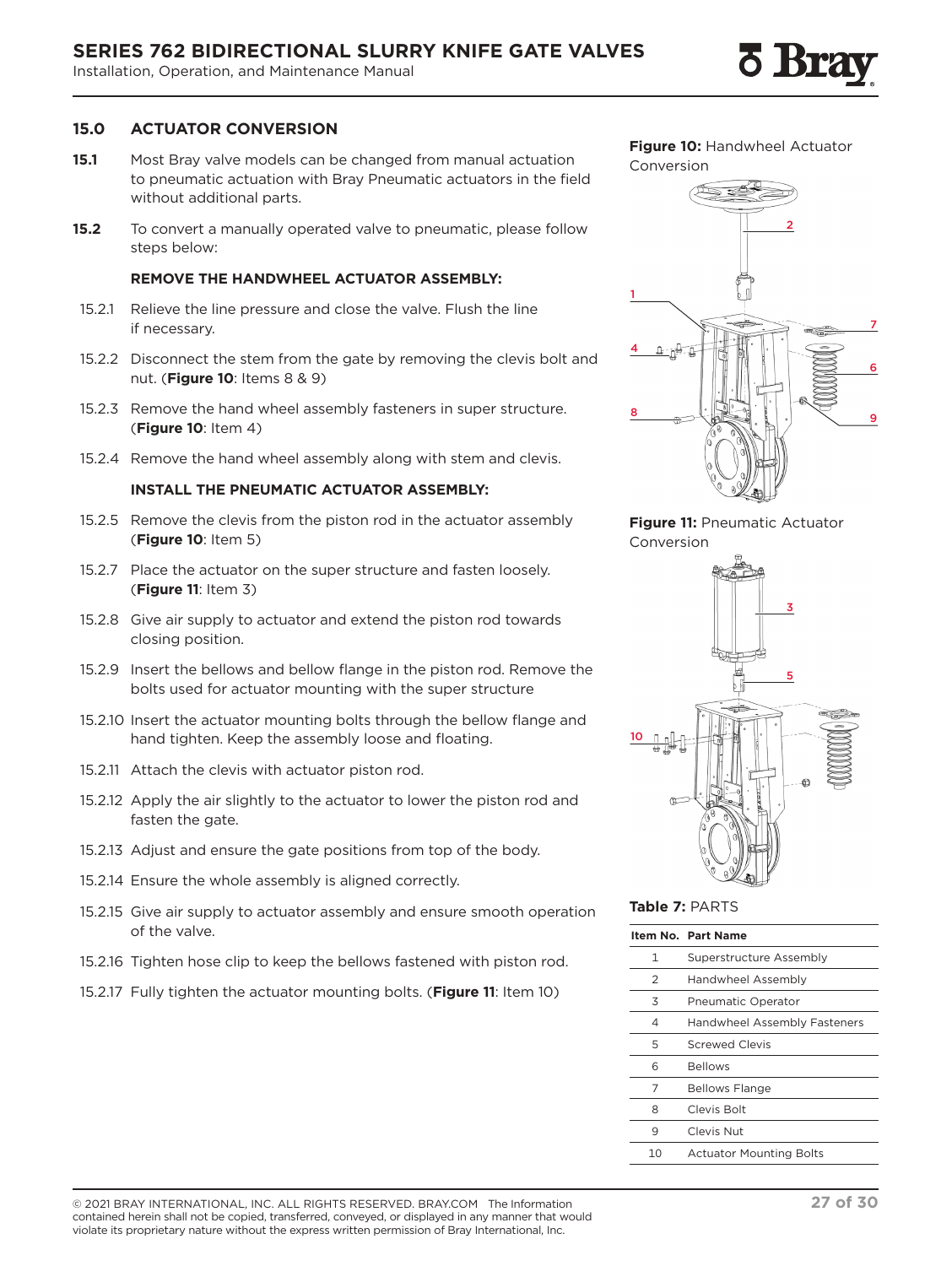## 15.0 ACTUATOR CONVERSION

**15.1** Most Bray valve models can be changed from manual actuation to pneumatic actuation with Bray Pneumatic actuators in the field without additional parts.

**15.2** To convert a manually operated valve to pneumatic, please follow steps below:

**REMOVE THE HANDWHEEL ACTUATOR ASSEMBLY:**

15.2.1 Relieve the line pressure and close the valve. Flush the line if necessary.

15.2.2 Disconnect the stem from the gate by removing the clevis bolt and nut. (**Figure 10**: Items 8 & 9)

15.2.3 Remove the hand wheel assembly fasteners in super structure. (**Figure 10**: Item 4)

15.2.4 Remove the hand wheel assembly along with stem and clevis.

**INSTALL THE PNEUMATIC ACTUATOR ASSEMBLY:**

15.2.5 Remove the clevis from the piston rod in the actuator assembly (**Figure 10**: Item 5)

15.2.7 Place the actuator on the super structure and fasten loosely. (**Figure 11**: Item 3)

15.2.8 Give air supply to actuator and extend the piston rod towards closing position.

15.2.9 Insert the bellows and bellow flange in the piston rod. Remove the bolts used for actuator mounting with the super structure

15.2.10 Insert the actuator mounting bolts through the bellow flange and hand tighten. Keep the assembly loose and floating.

15.2.11 Attach the clevis with actuator piston rod.

15.2.12 Apply the air slightly to the actuator to lower the piston rod and fasten the gate.

15.2.13 Adjust and ensure the gate positions from top of the body.

15.2.14 Ensure the whole assembly is aligned correctly.

15.2.15 Give air supply to actuator assembly and ensure smooth operation of the valve.

15.2.16 Tighten hose clip to keep the bellows fastened with piston rod.

15.2.17 Fully tighten the actuator mounting bolts. (**Figure 11**: Item 10)

**Figure 10:** Handwheel Actuator Conversion

**Figure 11:** Pneumatic Actuator Conversion

**Table 7:** PARTS

| Item No. | Part Name |
|---|---|
| 1 | Superstructure Assembly |
| 2 | Handwheel Assembly |
| 3 | Pneumatic Operator |
| 4 | Handwheel Assembly Fasteners |
| 5 | Screwed Clevis |
| 6 | Bellows |
| 7 | Bellows Flange |
| 8 | Clevis Bolt |
| 9 | Clevis Nut |
| 10 | Actuator Mounting Bolts |

© 2021 BRAY INTERNATIONAL, INC. ALL RIGHTS RESERVED. BRAY.COM The Information contained herein shall not be copied, transferred, conveyed, or displayed in any manner that would violate its proprietary nature without the express written permission of Bray International, Inc.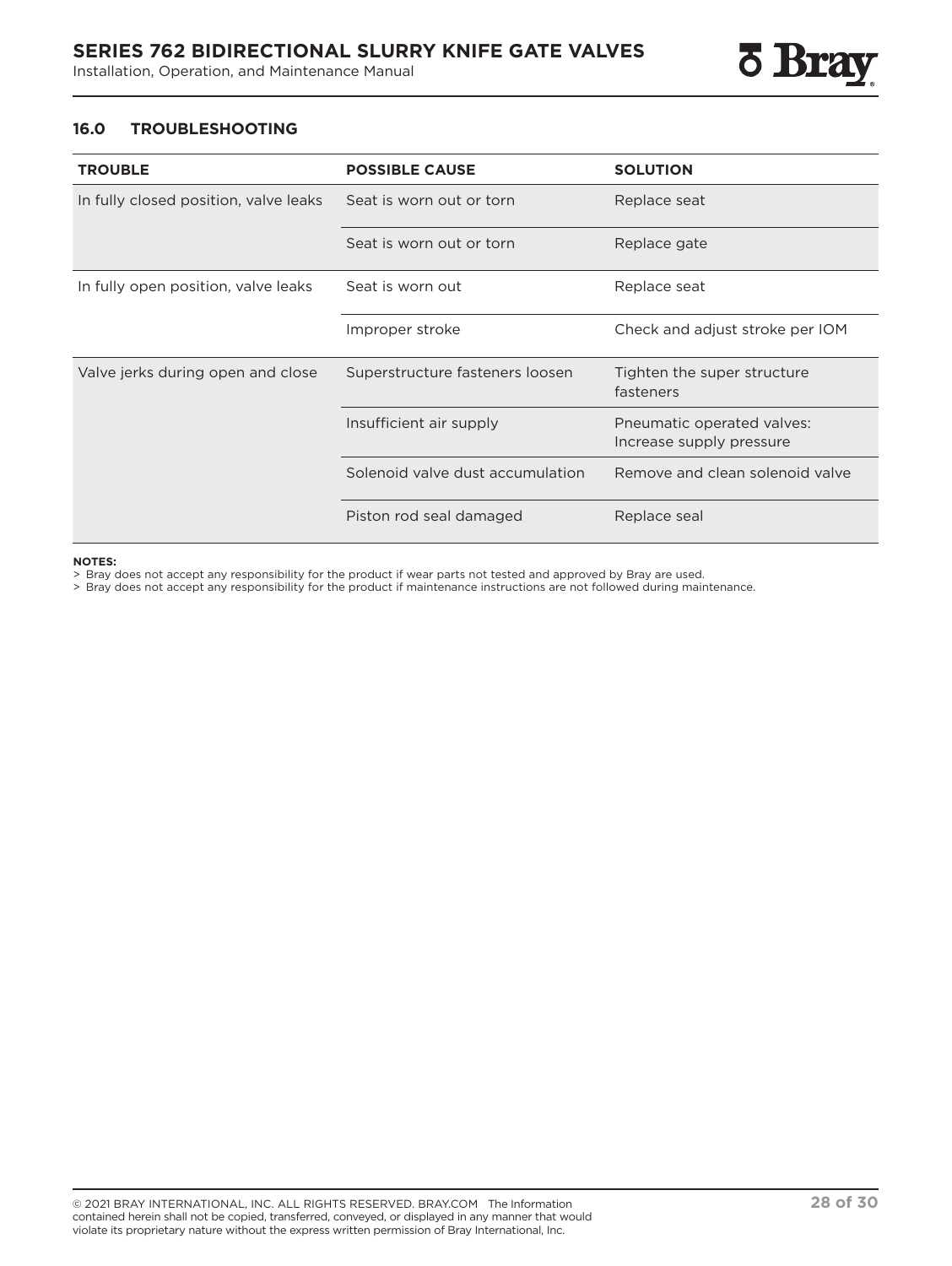## 16.0 TROUBLESHOOTING

| TROUBLE | POSSIBLE CAUSE | SOLUTION |
|---|---|---|
| In fully closed position, valve leaks | Seat is worn out or torn | Replace seat |
| | Seat is worn out or torn | Replace gate |
| In fully open position, valve leaks | Seat is worn out | Replace seat |
| | Improper stroke | Check and adjust stroke per IOM |
| Valve jerks during open and close | Superstructure fasteners loosen | Tighten the super structure fasteners |
| | Insufficient air supply | Pneumatic operated valves: Increase supply pressure |
| | Solenoid valve dust accumulation | Remove and clean solenoid valve |
| | Piston rod seal damaged | Replace seal |

**NOTES:**

> Bray does not accept any responsibility for the product if wear parts not tested and approved by Bray are used.

> Bray does not accept any responsibility for the product if maintenance instructions are not followed during maintenance.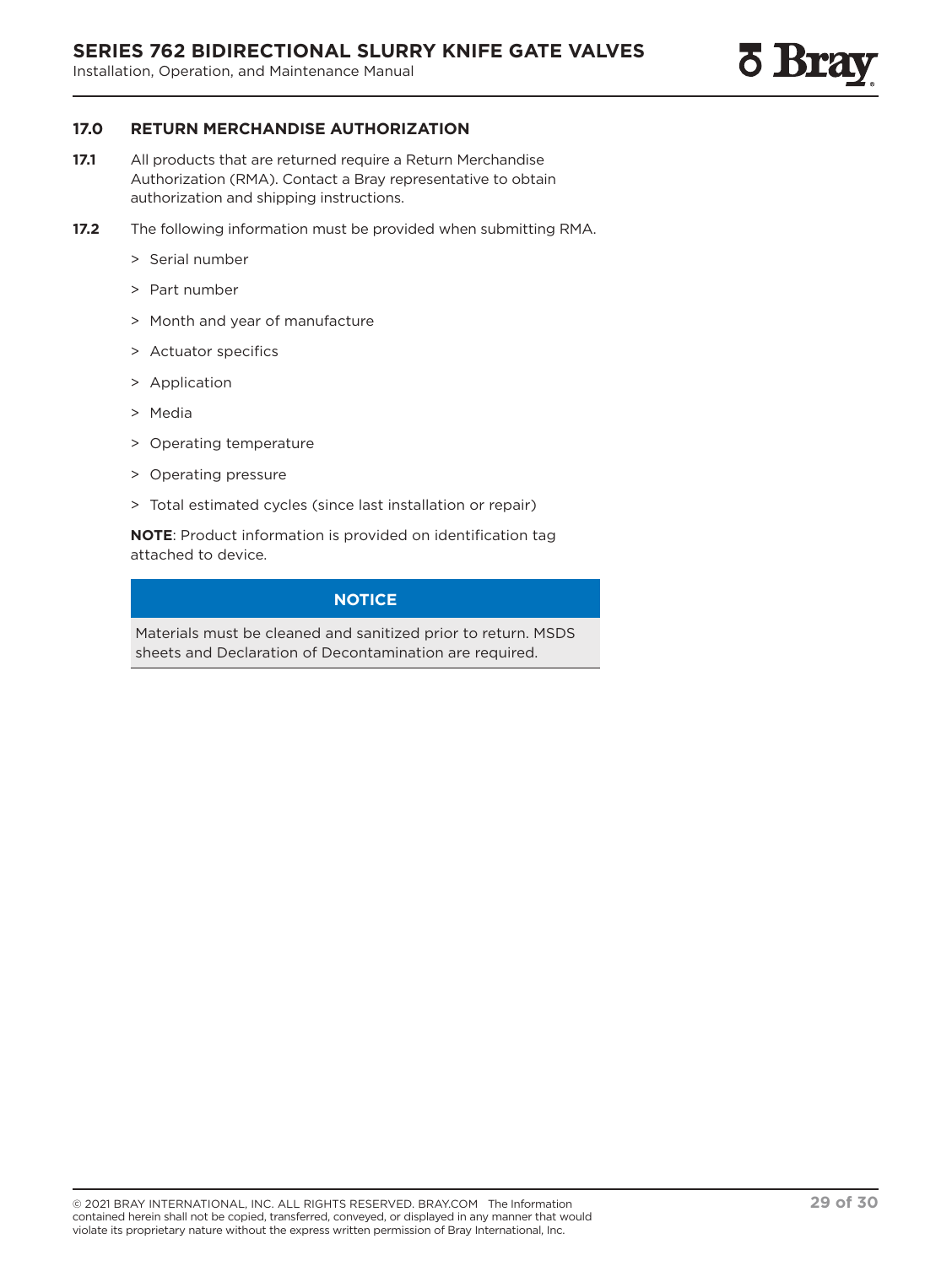## 17.0 RETURN MERCHANDISE AUTHORIZATION

**17.1** All products that are returned require a Return Merchandise Authorization (RMA). Contact a Bray representative to obtain authorization and shipping instructions.

**17.2** The following information must be provided when submitting RMA.

> Serial number

> Part number

> Month and year of manufacture

> Actuator specifics

> Application

> Media

> Operating temperature

> Operating pressure

> Total estimated cycles (since last installation or repair)

**NOTE**: Product information is provided on identification tag attached to device.

**NOTICE**

Materials must be cleaned and sanitized prior to return. MSDS sheets and Declaration of Decontamination are required.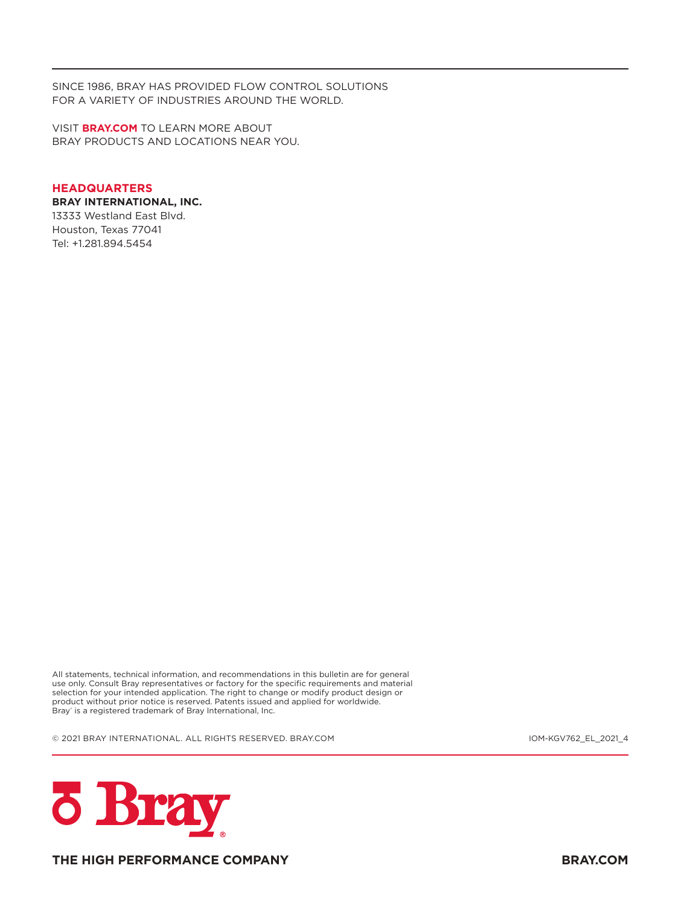SINCE 1986, BRAY HAS PROVIDED FLOW CONTROL SOLUTIONS FOR A VARIETY OF INDUSTRIES AROUND THE WORLD.

VISIT **BRAY.COM** TO LEARN MORE ABOUT BRAY PRODUCTS AND LOCATIONS NEAR YOU.

**HEADQUARTERS**

**BRAY INTERNATIONAL, INC.**
13333 Westland East Blvd.
Houston, Texas 77041
Tel: +1.281.894.5454

All statements, technical information, and recommendations in this bulletin are for general use only. Consult Bray representatives or factory for the specific requirements and material selection for your intended application. The right to change or modify product design or product without prior notice is reserved. Patents issued and applied for worldwide. Bray® is a registered trademark of Bray International, Inc.

© 2021 BRAY INTERNATIONAL. ALL RIGHTS RESERVED. BRAY.COM

IOM-KGV762_EL_2021_4

Bray®

**THE HIGH PERFORMANCE COMPANY**

**BRAY.COM**